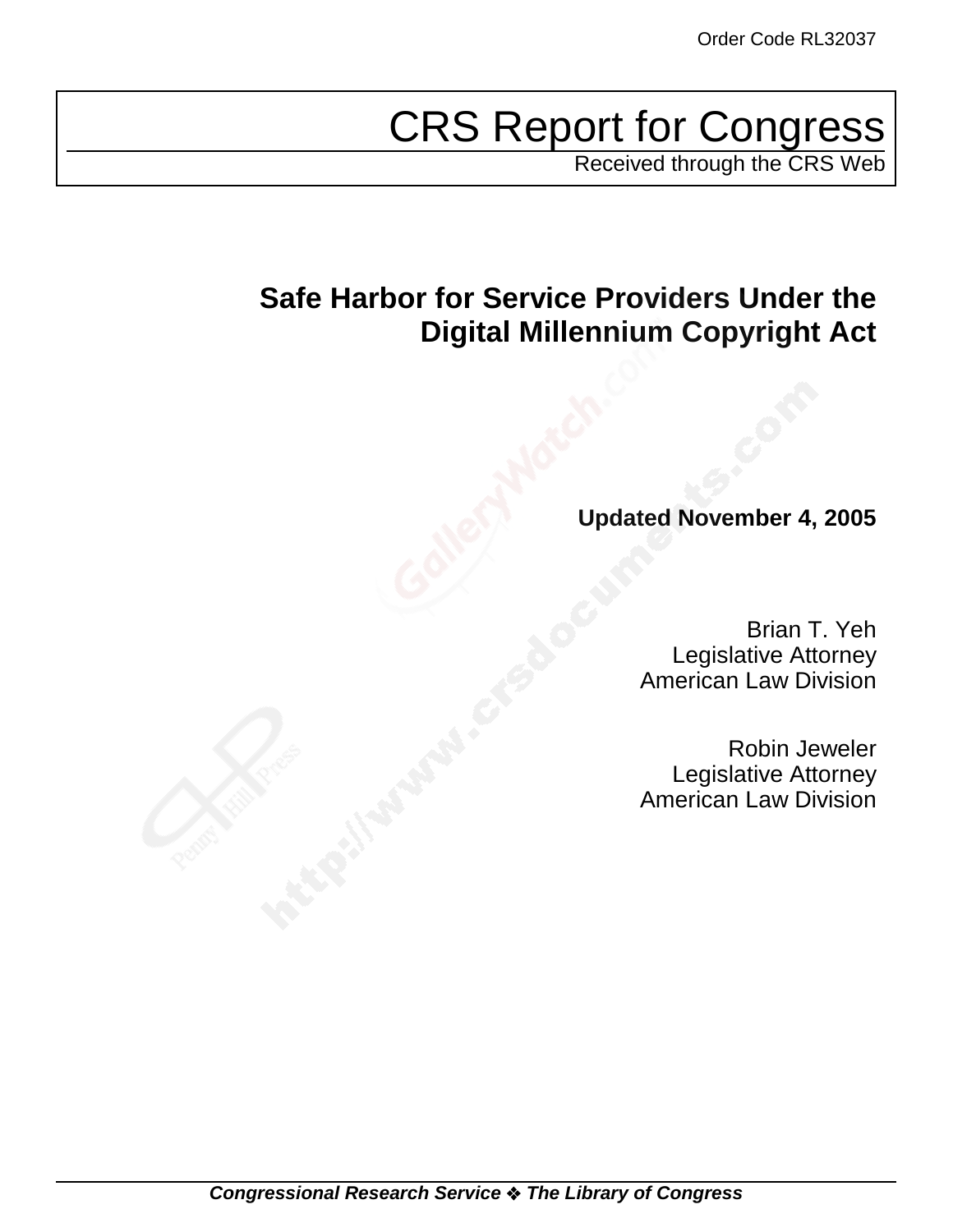Order Code RL32037

# CRS Report for Congress

Received through the CRS Web

## Safe Harbor for Service Providers Under the Digital Millennium Copyright Act

**Updated November 4, 2005**

Brian T. Yeh
Legislative Attorney
American Law Division

Robin Jeweler
Legislative Attorney
American Law Division

*Congressional Research Service ❖ The Library of Congress*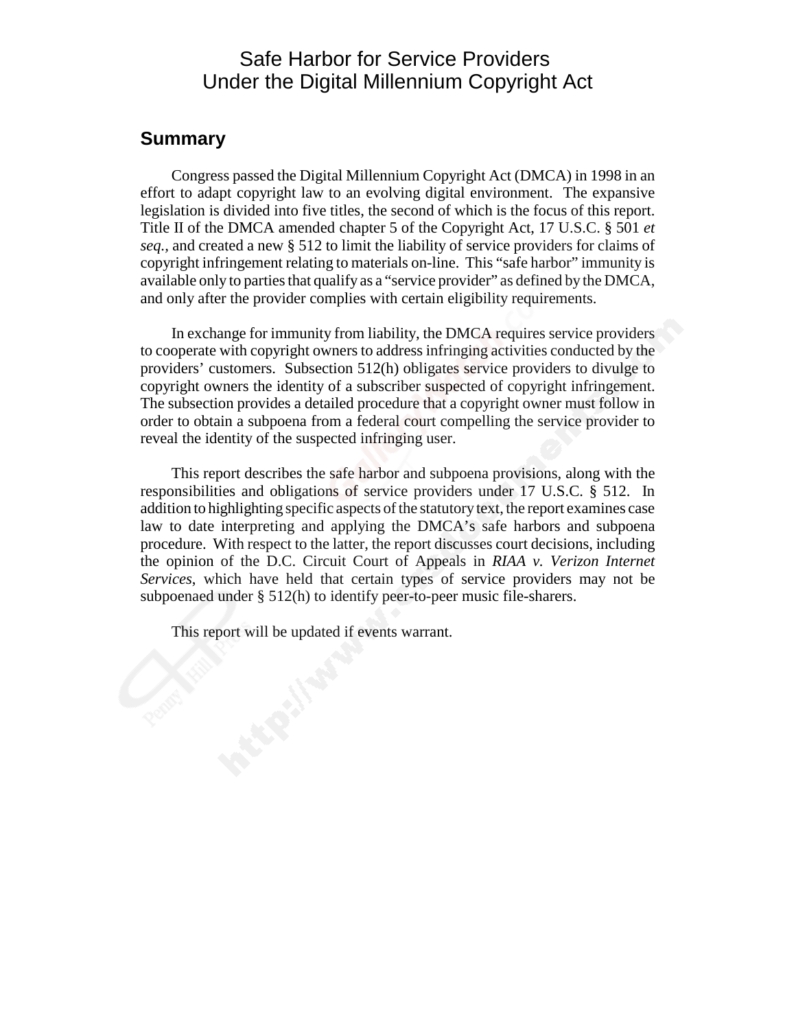# Safe Harbor for Service Providers Under the Digital Millennium Copyright Act

## Summary

Congress passed the Digital Millennium Copyright Act (DMCA) in 1998 in an effort to adapt copyright law to an evolving digital environment. The expansive legislation is divided into five titles, the second of which is the focus of this report. Title II of the DMCA amended chapter 5 of the Copyright Act, 17 U.S.C. § 501 *et seq.*, and created a new § 512 to limit the liability of service providers for claims of copyright infringement relating to materials on-line. This "safe harbor" immunity is available only to parties that qualify as a "service provider" as defined by the DMCA, and only after the provider complies with certain eligibility requirements.

In exchange for immunity from liability, the DMCA requires service providers to cooperate with copyright owners to address infringing activities conducted by the providers' customers. Subsection 512(h) obligates service providers to divulge to copyright owners the identity of a subscriber suspected of copyright infringement. The subsection provides a detailed procedure that a copyright owner must follow in order to obtain a subpoena from a federal court compelling the service provider to reveal the identity of the suspected infringing user.

This report describes the safe harbor and subpoena provisions, along with the responsibilities and obligations of service providers under 17 U.S.C. § 512. In addition to highlighting specific aspects of the statutory text, the report examines case law to date interpreting and applying the DMCA's safe harbors and subpoena procedure. With respect to the latter, the report discusses court decisions, including the opinion of the D.C. Circuit Court of Appeals in *RIAA v. Verizon Internet Services*, which have held that certain types of service providers may not be subpoenaed under § 512(h) to identify peer-to-peer music file-sharers.

This report will be updated if events warrant.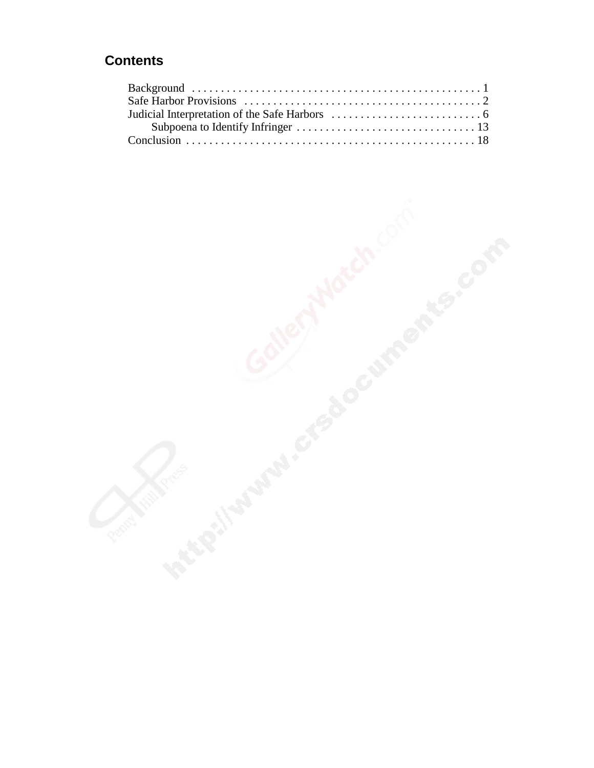## Contents

Background . . . . . . . . . . . . . . . . . . . . . . . . . . . . . . . . . . . . . . . . . . . . . . . . . 1
Safe Harbor Provisions . . . . . . . . . . . . . . . . . . . . . . . . . . . . . . . . . . . . . . . . . 2
Judicial Interpretation of the Safe Harbors . . . . . . . . . . . . . . . . . . . . . . . . . . 6
    Subpoena to Identify Infringer . . . . . . . . . . . . . . . . . . . . . . . . . . . . . . . 13
Conclusion . . . . . . . . . . . . . . . . . . . . . . . . . . . . . . . . . . . . . . . . . . . . . . . . . 18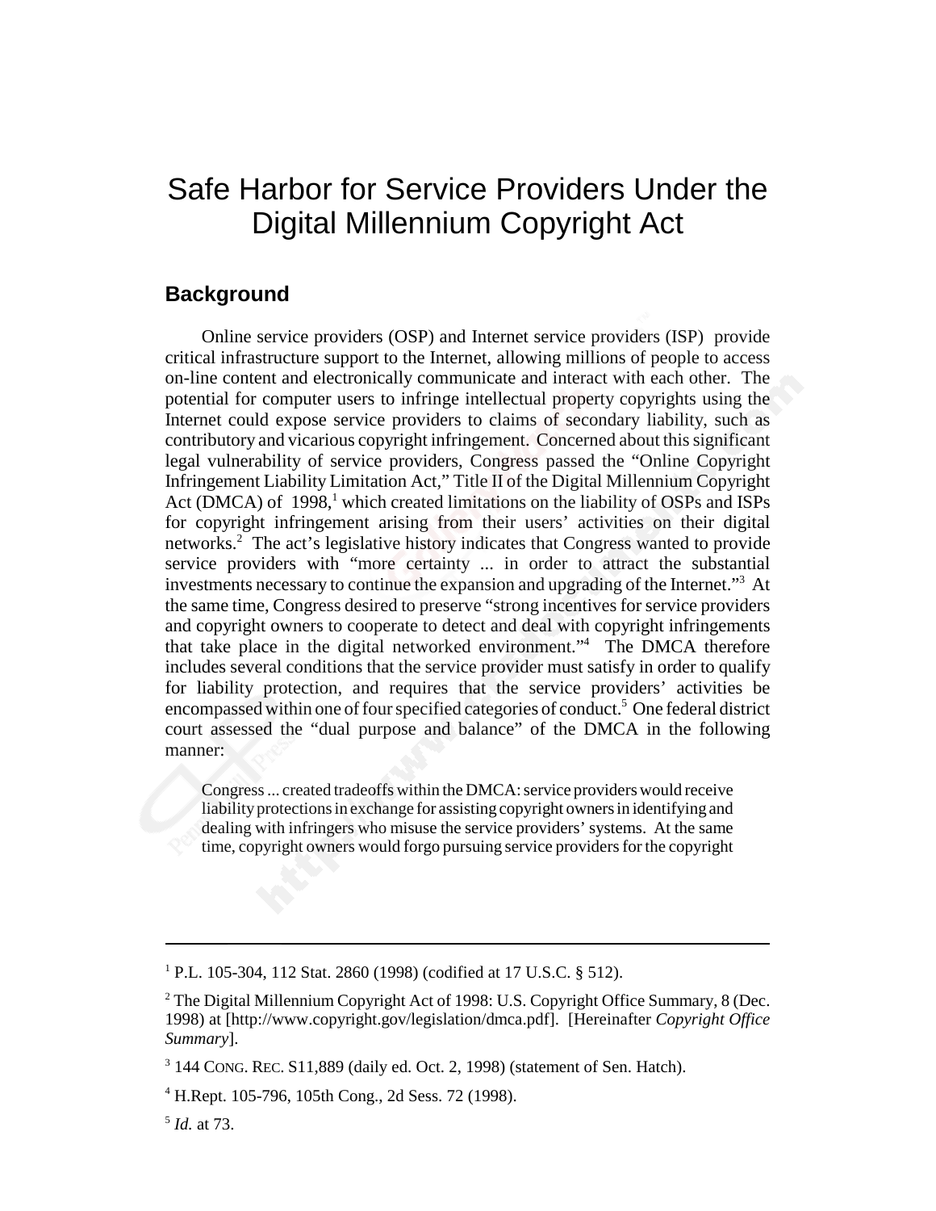# Safe Harbor for Service Providers Under the Digital Millennium Copyright Act

## Background

Online service providers (OSP) and Internet service providers (ISP) provide critical infrastructure support to the Internet, allowing millions of people to access on-line content and electronically communicate and interact with each other. The potential for computer users to infringe intellectual property copyrights using the Internet could expose service providers to claims of secondary liability, such as contributory and vicarious copyright infringement. Concerned about this significant legal vulnerability of service providers, Congress passed the "Online Copyright Infringement Liability Limitation Act," Title II of the Digital Millennium Copyright Act (DMCA) of 1998,[1] which created limitations on the liability of OSPs and ISPs for copyright infringement arising from their users' activities on their digital networks.[2] The act's legislative history indicates that Congress wanted to provide service providers with "more certainty ... in order to attract the substantial investments necessary to continue the expansion and upgrading of the Internet."[3] At the same time, Congress desired to preserve "strong incentives for service providers and copyright owners to cooperate to detect and deal with copyright infringements that take place in the digital networked environment."[4] The DMCA therefore includes several conditions that the service provider must satisfy in order to qualify for liability protection, and requires that the service providers' activities be encompassed within one of four specified categories of conduct.[5] One federal district court assessed the "dual purpose and balance" of the DMCA in the following manner:

> Congress ... created tradeoffs within the DMCA: service providers would receive liability protections in exchange for assisting copyright owners in identifying and dealing with infringers who misuse the service providers' systems. At the same time, copyright owners would forgo pursuing service providers for the copyright

---

[1] P.L. 105-304, 112 Stat. 2860 (1998) (codified at 17 U.S.C. § 512).

[2] The Digital Millennium Copyright Act of 1998: U.S. Copyright Office Summary, 8 (Dec. 1998) at [http://www.copyright.gov/legislation/dmca.pdf]. [Hereinafter *Copyright Office Summary*].

[3] 144 CONG. REC. S11,889 (daily ed. Oct. 2, 1998) (statement of Sen. Hatch).

[4] H.Rept. 105-796, 105th Cong., 2d Sess. 72 (1998).

[5] *Id.* at 73.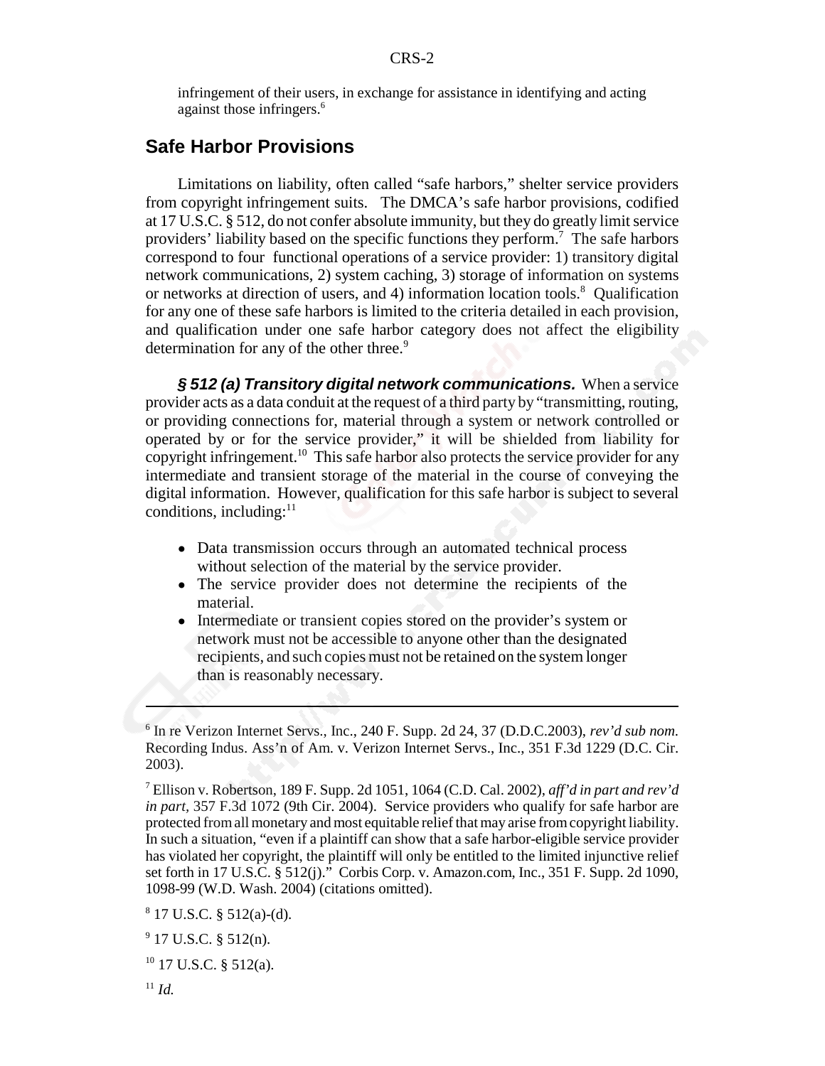infringement of their users, in exchange for assistance in identifying and acting against those infringers.[6]

## Safe Harbor Provisions

Limitations on liability, often called "safe harbors," shelter service providers from copyright infringement suits. The DMCA's safe harbor provisions, codified at 17 U.S.C. § 512, do not confer absolute immunity, but they do greatly limit service providers' liability based on the specific functions they perform.[7] The safe harbors correspond to four functional operations of a service provider: 1) transitory digital network communications, 2) system caching, 3) storage of information on systems or networks at direction of users, and 4) information location tools.[8] Qualification for any one of these safe harbors is limited to the criteria detailed in each provision, and qualification under one safe harbor category does not affect the eligibility determination for any of the other three.[9]

***§ 512 (a) Transitory digital network communications.*** When a service provider acts as a data conduit at the request of a third party by "transmitting, routing, or providing connections for, material through a system or network controlled or operated by or for the service provider," it will be shielded from liability for copyright infringement.[10] This safe harbor also protects the service provider for any intermediate and transient storage of the material in the course of conveying the digital information. However, qualification for this safe harbor is subject to several conditions, including:[11]

- Data transmission occurs through an automated technical process without selection of the material by the service provider.
- The service provider does not determine the recipients of the material.
- Intermediate or transient copies stored on the provider's system or network must not be accessible to anyone other than the designated recipients, and such copies must not be retained on the system longer than is reasonably necessary.

---

[6] In re Verizon Internet Servs., Inc., 240 F. Supp. 2d 24, 37 (D.D.C.2003), *rev'd sub nom.* Recording Indus. Ass'n of Am. v. Verizon Internet Servs., Inc., 351 F.3d 1229 (D.C. Cir. 2003).

[7] Ellison v. Robertson, 189 F. Supp. 2d 1051, 1064 (C.D. Cal. 2002), *aff'd in part and rev'd in part*, 357 F.3d 1072 (9th Cir. 2004). Service providers who qualify for safe harbor are protected from all monetary and most equitable relief that may arise from copyright liability. In such a situation, "even if a plaintiff can show that a safe harbor-eligible service provider has violated her copyright, the plaintiff will only be entitled to the limited injunctive relief set forth in 17 U.S.C. § 512(j)." Corbis Corp. v. Amazon.com, Inc., 351 F. Supp. 2d 1090, 1098-99 (W.D. Wash. 2004) (citations omitted).

[8] 17 U.S.C. § 512(a)-(d).

[9] 17 U.S.C. § 512(n).

[10] 17 U.S.C. § 512(a).

[11] *Id.*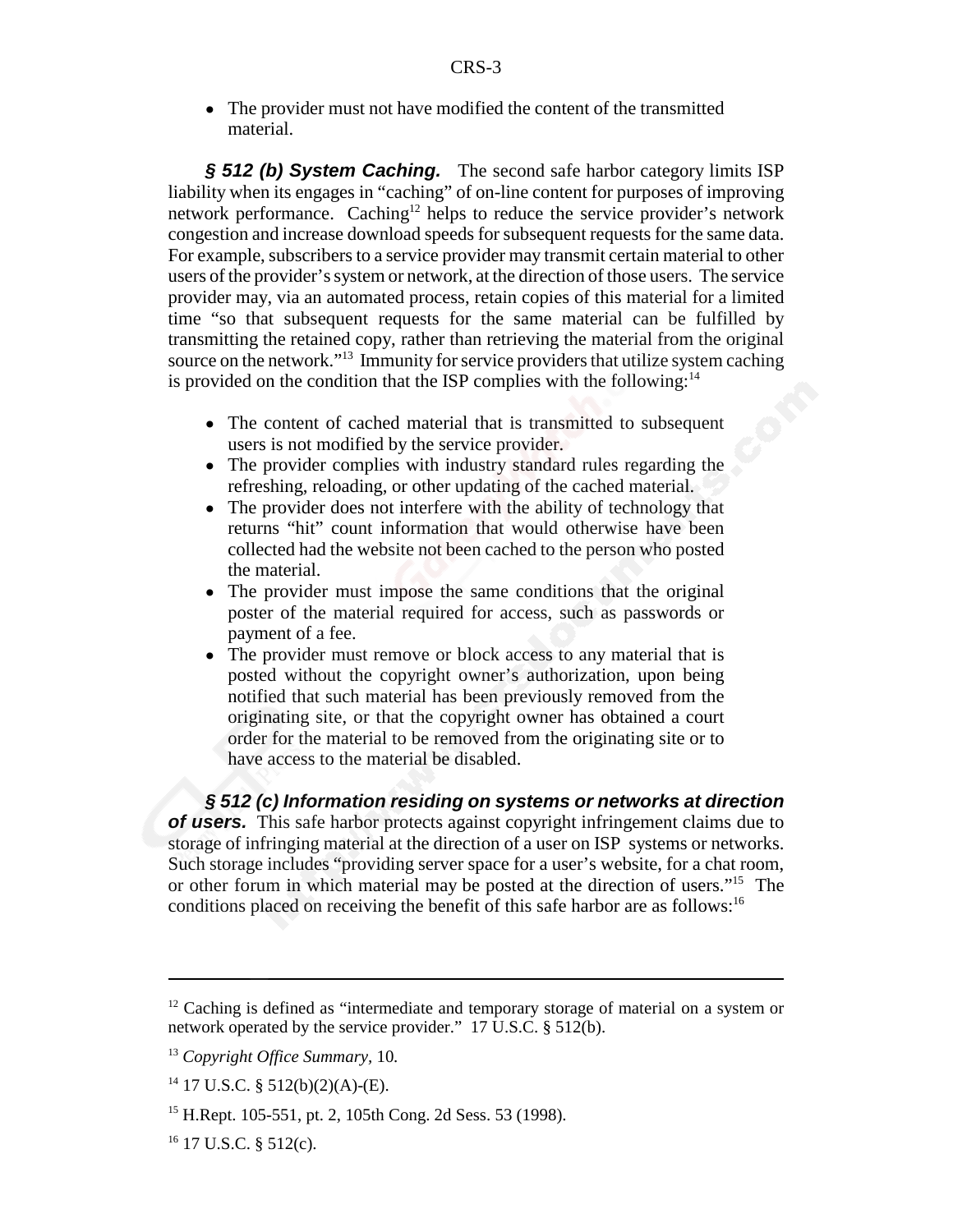- The provider must not have modified the content of the transmitted material.

***§ 512 (b) System Caching.*** The second safe harbor category limits ISP liability when its engages in "caching" of on-line content for purposes of improving network performance. Caching[12] helps to reduce the service provider's network congestion and increase download speeds for subsequent requests for the same data. For example, subscribers to a service provider may transmit certain material to other users of the provider's system or network, at the direction of those users. The service provider may, via an automated process, retain copies of this material for a limited time "so that subsequent requests for the same material can be fulfilled by transmitting the retained copy, rather than retrieving the material from the original source on the network."[13] Immunity for service providers that utilize system caching is provided on the condition that the ISP complies with the following:[14]

- The content of cached material that is transmitted to subsequent users is not modified by the service provider.
- The provider complies with industry standard rules regarding the refreshing, reloading, or other updating of the cached material.
- The provider does not interfere with the ability of technology that returns "hit" count information that would otherwise have been collected had the website not been cached to the person who posted the material.
- The provider must impose the same conditions that the original poster of the material required for access, such as passwords or payment of a fee.
- The provider must remove or block access to any material that is posted without the copyright owner's authorization, upon being notified that such material has been previously removed from the originating site, or that the copyright owner has obtained a court order for the material to be removed from the originating site or to have access to the material be disabled.

***§ 512 (c) Information residing on systems or networks at direction of users.*** This safe harbor protects against copyright infringement claims due to storage of infringing material at the direction of a user on ISP systems or networks. Such storage includes "providing server space for a user's website, for a chat room, or other forum in which material may be posted at the direction of users."[15] The conditions placed on receiving the benefit of this safe harbor are as follows:[16]

---

[12] Caching is defined as "intermediate and temporary storage of material on a system or network operated by the service provider." 17 U.S.C. § 512(b).

[13] *Copyright Office Summary*, 10.

[14] 17 U.S.C. § 512(b)(2)(A)-(E).

[15] H.Rept. 105-551, pt. 2, 105th Cong. 2d Sess. 53 (1998).

[16] 17 U.S.C. § 512(c).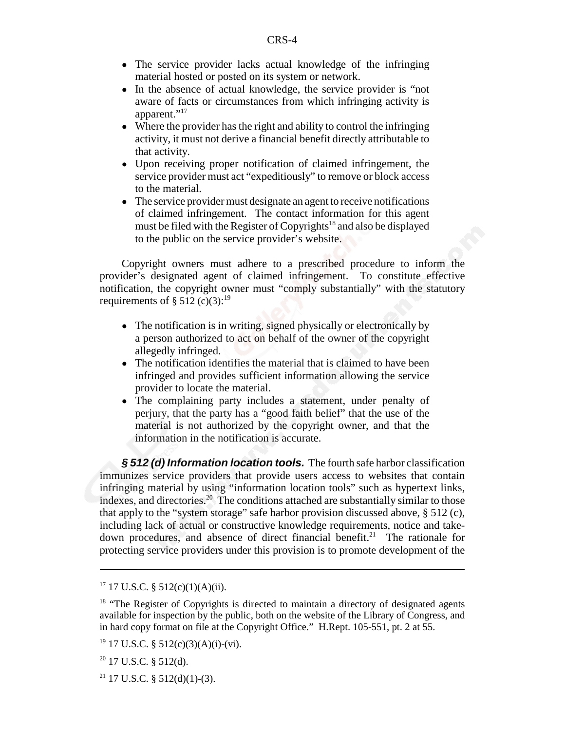- The service provider lacks actual knowledge of the infringing material hosted or posted on its system or network.
- In the absence of actual knowledge, the service provider is "not aware of facts or circumstances from which infringing activity is apparent."[17]
- Where the provider has the right and ability to control the infringing activity, it must not derive a financial benefit directly attributable to that activity.
- Upon receiving proper notification of claimed infringement, the service provider must act "expeditiously" to remove or block access to the material.
- The service provider must designate an agent to receive notifications of claimed infringement. The contact information for this agent must be filed with the Register of Copyrights[18] and also be displayed to the public on the service provider's website.

Copyright owners must adhere to a prescribed procedure to inform the provider's designated agent of claimed infringement. To constitute effective notification, the copyright owner must "comply substantially" with the statutory requirements of § 512 (c)(3):[19]

- The notification is in writing, signed physically or electronically by a person authorized to act on behalf of the owner of the copyright allegedly infringed.
- The notification identifies the material that is claimed to have been infringed and provides sufficient information allowing the service provider to locate the material.
- The complaining party includes a statement, under penalty of perjury, that the party has a "good faith belief" that the use of the material is not authorized by the copyright owner, and that the information in the notification is accurate.

***§ 512 (d) Information location tools.*** The fourth safe harbor classification immunizes service providers that provide users access to websites that contain infringing material by using "information location tools" such as hypertext links, indexes, and directories.[20] The conditions attached are substantially similar to those that apply to the "system storage" safe harbor provision discussed above, § 512 (c), including lack of actual or constructive knowledge requirements, notice and take-down procedures, and absence of direct financial benefit.[21] The rationale for protecting service providers under this provision is to promote development of the

---

[17] 17 U.S.C. § 512(c)(1)(A)(ii).

[18] "The Register of Copyrights is directed to maintain a directory of designated agents available for inspection by the public, both on the website of the Library of Congress, and in hard copy format on file at the Copyright Office." H.Rept. 105-551, pt. 2 at 55.

[19] 17 U.S.C. § 512(c)(3)(A)(i)-(vi).

[20] 17 U.S.C. § 512(d).

[21] 17 U.S.C. § 512(d)(1)-(3).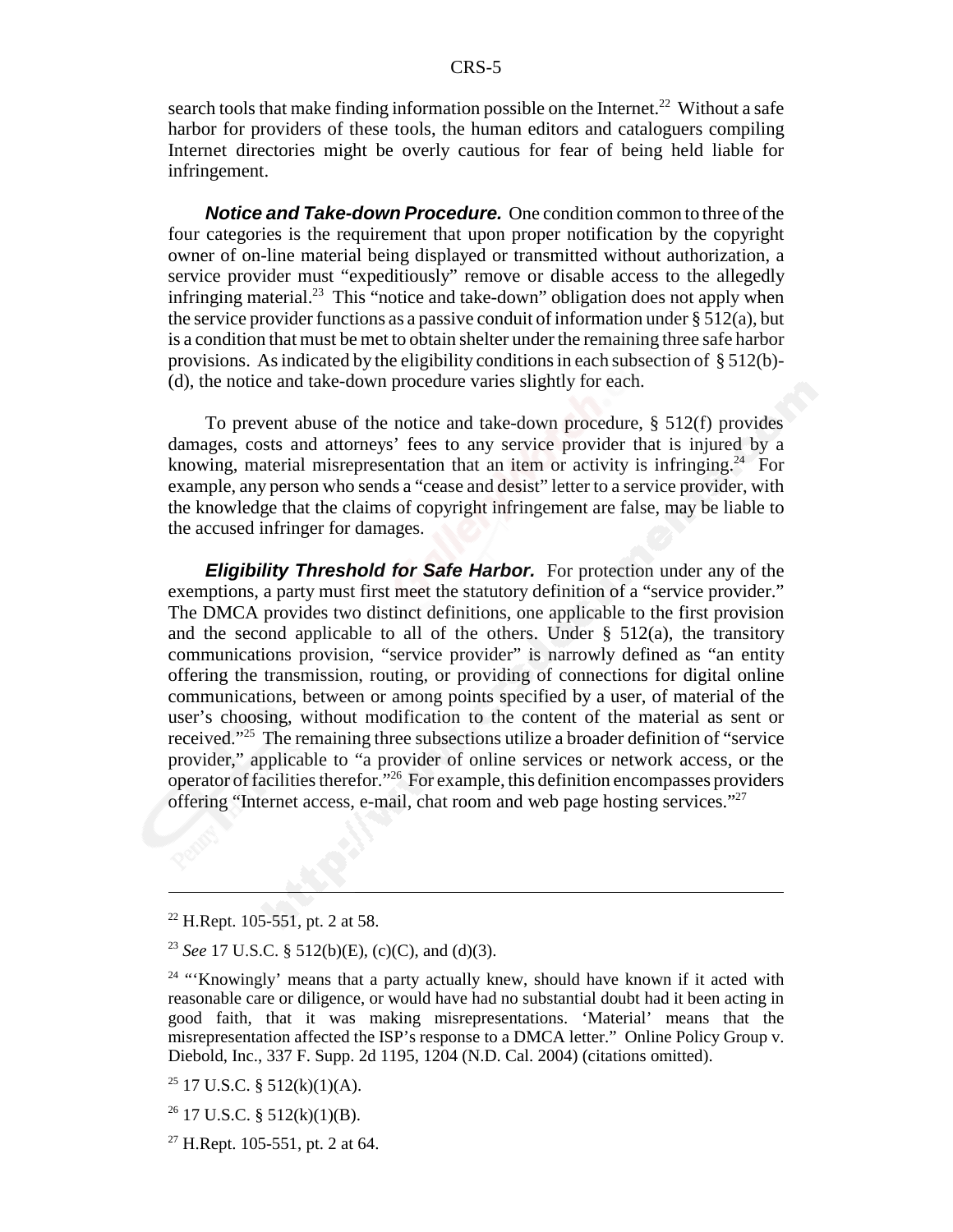search tools that make finding information possible on the Internet.[22] Without a safe harbor for providers of these tools, the human editors and cataloguers compiling Internet directories might be overly cautious for fear of being held liable for infringement.

***Notice and Take-down Procedure.*** One condition common to three of the four categories is the requirement that upon proper notification by the copyright owner of on-line material being displayed or transmitted without authorization, a service provider must "expeditiously" remove or disable access to the allegedly infringing material.[23] This "notice and take-down" obligation does not apply when the service provider functions as a passive conduit of information under § 512(a), but is a condition that must be met to obtain shelter under the remaining three safe harbor provisions. As indicated by the eligibility conditions in each subsection of § 512(b)-(d), the notice and take-down procedure varies slightly for each.

To prevent abuse of the notice and take-down procedure, § 512(f) provides damages, costs and attorneys' fees to any service provider that is injured by a knowing, material misrepresentation that an item or activity is infringing.[24] For example, any person who sends a "cease and desist" letter to a service provider, with the knowledge that the claims of copyright infringement are false, may be liable to the accused infringer for damages.

***Eligibility Threshold for Safe Harbor.*** For protection under any of the exemptions, a party must first meet the statutory definition of a "service provider." The DMCA provides two distinct definitions, one applicable to the first provision and the second applicable to all of the others. Under § 512(a), the transitory communications provision, "service provider" is narrowly defined as "an entity offering the transmission, routing, or providing of connections for digital online communications, between or among points specified by a user, of material of the user's choosing, without modification to the content of the material as sent or received."[25] The remaining three subsections utilize a broader definition of "service provider," applicable to "a provider of online services or network access, or the operator of facilities therefor."[26] For example, this definition encompasses providers offering "Internet access, e-mail, chat room and web page hosting services."[27]

---

[22] H.Rept. 105-551, pt. 2 at 58.

[23] *See* 17 U.S.C. § 512(b)(E), (c)(C), and (d)(3).

[24] "'Knowingly' means that a party actually knew, should have known if it acted with reasonable care or diligence, or would have had no substantial doubt had it been acting in good faith, that it was making misrepresentations. 'Material' means that the misrepresentation affected the ISP's response to a DMCA letter." Online Policy Group v. Diebold, Inc., 337 F. Supp. 2d 1195, 1204 (N.D. Cal. 2004) (citations omitted).

[25] 17 U.S.C. § 512(k)(1)(A).

[26] 17 U.S.C. § 512(k)(1)(B).

[27] H.Rept. 105-551, pt. 2 at 64.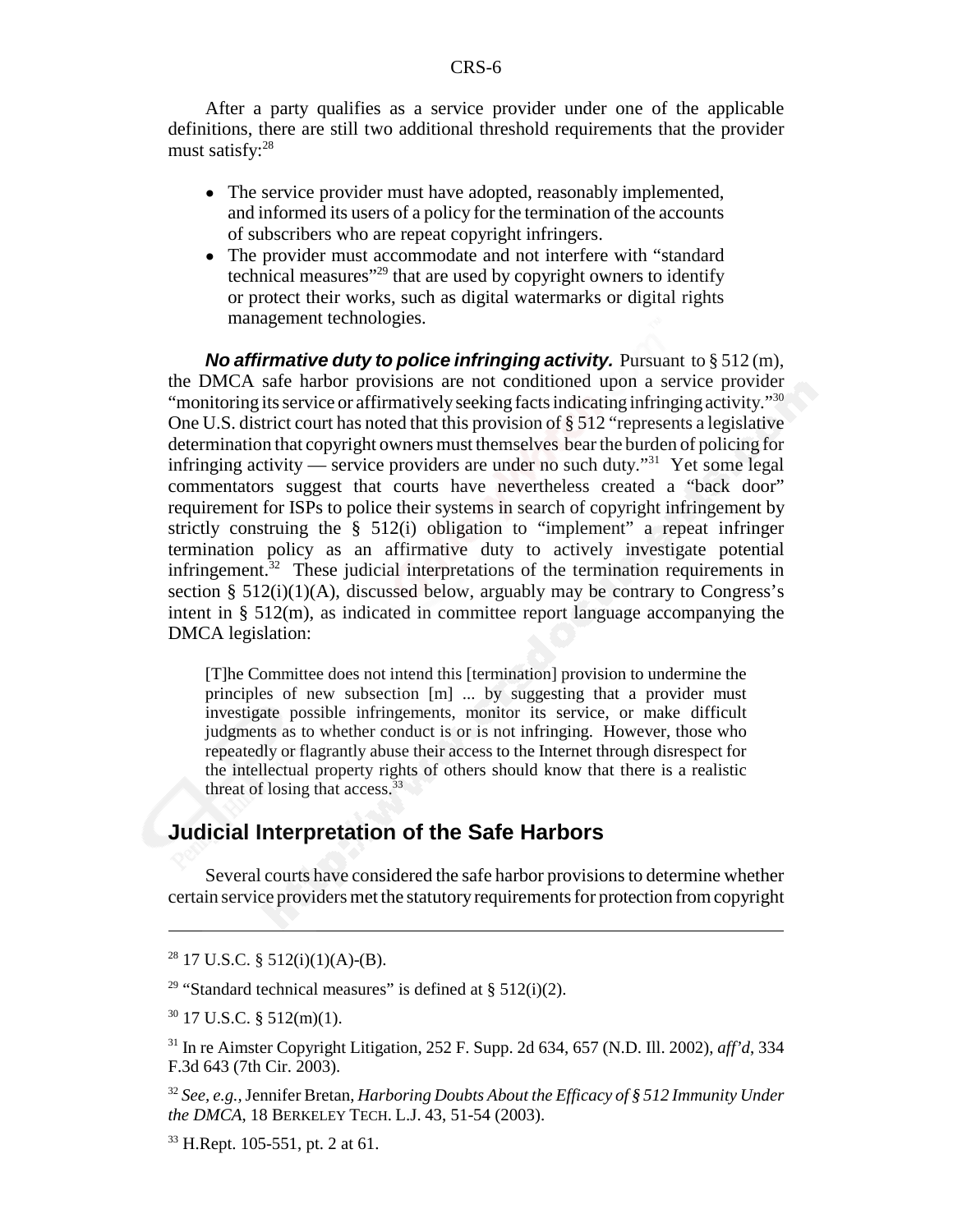After a party qualifies as a service provider under one of the applicable definitions, there are still two additional threshold requirements that the provider must satisfy:[28]

- The service provider must have adopted, reasonably implemented, and informed its users of a policy for the termination of the accounts of subscribers who are repeat copyright infringers.
- The provider must accommodate and not interfere with "standard technical measures"[29] that are used by copyright owners to identify or protect their works, such as digital watermarks or digital rights management technologies.

***No affirmative duty to police infringing activity.*** Pursuant to § 512 (m), the DMCA safe harbor provisions are not conditioned upon a service provider "monitoring its service or affirmatively seeking facts indicating infringing activity."[30] One U.S. district court has noted that this provision of § 512 "represents a legislative determination that copyright owners must themselves bear the burden of policing for infringing activity — service providers are under no such duty."[31] Yet some legal commentators suggest that courts have nevertheless created a "back door" requirement for ISPs to police their systems in search of copyright infringement by strictly construing the § 512(i) obligation to "implement" a repeat infringer termination policy as an affirmative duty to actively investigate potential infringement.[32] These judicial interpretations of the termination requirements in section § 512(i)(1)(A), discussed below, arguably may be contrary to Congress's intent in § 512(m), as indicated in committee report language accompanying the DMCA legislation:

> [T]he Committee does not intend this [termination] provision to undermine the principles of new subsection [m] ... by suggesting that a provider must investigate possible infringements, monitor its service, or make difficult judgments as to whether conduct is or is not infringing. However, those who repeatedly or flagrantly abuse their access to the Internet through disrespect for the intellectual property rights of others should know that there is a realistic threat of losing that access.[33]

## Judicial Interpretation of the Safe Harbors

Several courts have considered the safe harbor provisions to determine whether certain service providers met the statutory requirements for protection from copyright

---

[28] 17 U.S.C. § 512(i)(1)(A)-(B).

[29] "Standard technical measures" is defined at § 512(i)(2).

[30] 17 U.S.C. § 512(m)(1).

[31] In re Aimster Copyright Litigation, 252 F. Supp. 2d 634, 657 (N.D. Ill. 2002), *aff'd*, 334 F.3d 643 (7th Cir. 2003).

[32] *See, e.g.*, Jennifer Bretan, *Harboring Doubts About the Efficacy of § 512 Immunity Under the DMCA*, 18 BERKELEY TECH. L.J. 43, 51-54 (2003).

[33] H.Rept. 105-551, pt. 2 at 61.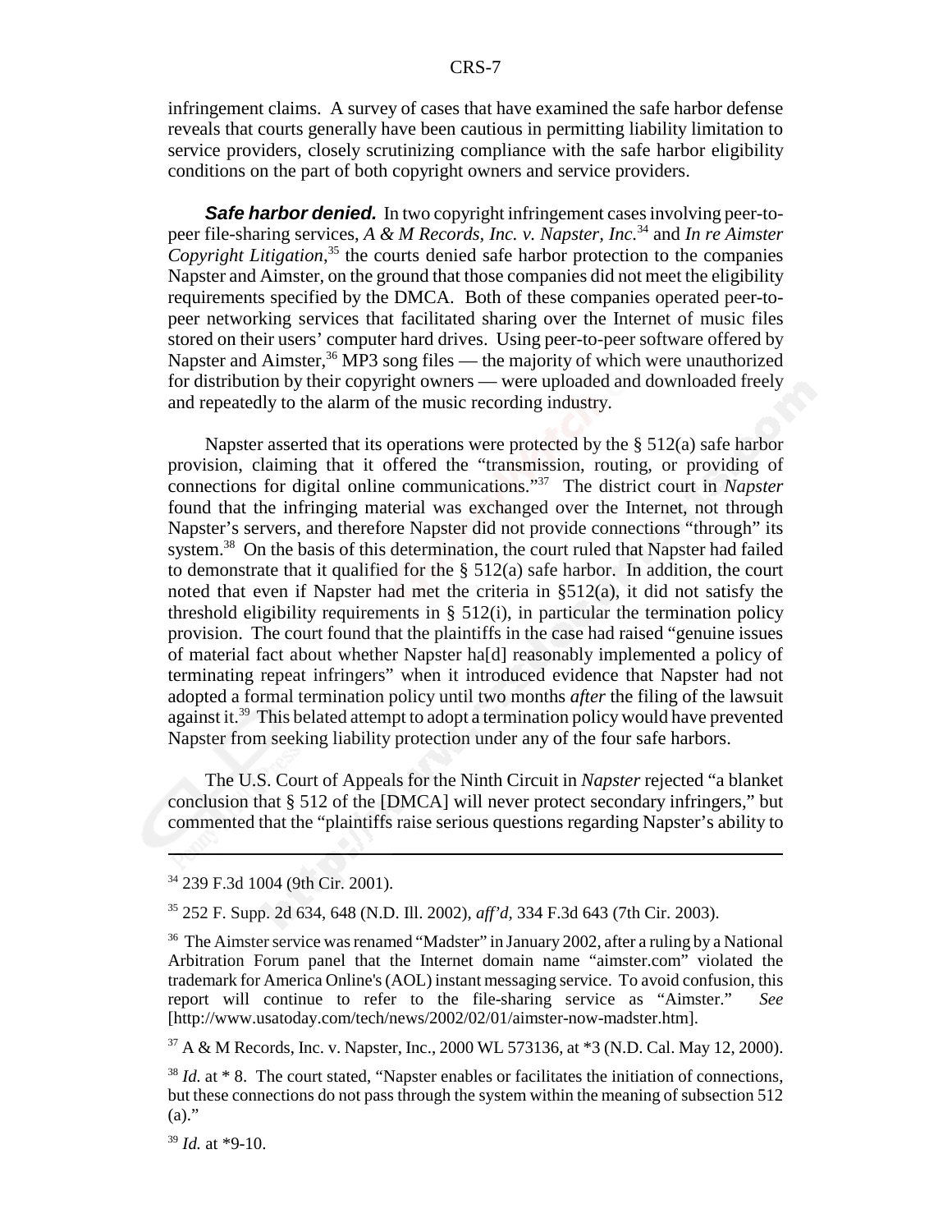infringement claims. A survey of cases that have examined the safe harbor defense reveals that courts generally have been cautious in permitting liability limitation to service providers, closely scrutinizing compliance with the safe harbor eligibility conditions on the part of both copyright owners and service providers.

***Safe harbor denied.*** In two copyright infringement cases involving peer-to-peer file-sharing services, *A & M Records, Inc. v. Napster, Inc.*[34] and *In re Aimster Copyright Litigation*,[35] the courts denied safe harbor protection to the companies Napster and Aimster, on the ground that those companies did not meet the eligibility requirements specified by the DMCA. Both of these companies operated peer-to-peer networking services that facilitated sharing over the Internet of music files stored on their users' computer hard drives. Using peer-to-peer software offered by Napster and Aimster,[36] MP3 song files — the majority of which were unauthorized for distribution by their copyright owners — were uploaded and downloaded freely and repeatedly to the alarm of the music recording industry.

Napster asserted that its operations were protected by the § 512(a) safe harbor provision, claiming that it offered the "transmission, routing, or providing of connections for digital online communications."[37] The district court in *Napster* found that the infringing material was exchanged over the Internet, not through Napster's servers, and therefore Napster did not provide connections "through" its system.[38] On the basis of this determination, the court ruled that Napster had failed to demonstrate that it qualified for the § 512(a) safe harbor. In addition, the court noted that even if Napster had met the criteria in §512(a), it did not satisfy the threshold eligibility requirements in § 512(i), in particular the termination policy provision. The court found that the plaintiffs in the case had raised "genuine issues of material fact about whether Napster ha[d] reasonably implemented a policy of terminating repeat infringers" when it introduced evidence that Napster had not adopted a formal termination policy until two months *after* the filing of the lawsuit against it.[39] This belated attempt to adopt a termination policy would have prevented Napster from seeking liability protection under any of the four safe harbors.

The U.S. Court of Appeals for the Ninth Circuit in *Napster* rejected "a blanket conclusion that § 512 of the [DMCA] will never protect secondary infringers," but commented that the "plaintiffs raise serious questions regarding Napster's ability to

---

[34] 239 F.3d 1004 (9th Cir. 2001).

[35] 252 F. Supp. 2d 634, 648 (N.D. Ill. 2002), *aff'd*, 334 F.3d 643 (7th Cir. 2003).

[36] The Aimster service was renamed "Madster" in January 2002, after a ruling by a National Arbitration Forum panel that the Internet domain name "aimster.com" violated the trademark for America Online's (AOL) instant messaging service. To avoid confusion, this report will continue to refer to the file-sharing service as "Aimster." *See* [http://www.usatoday.com/tech/news/2002/02/01/aimster-now-madster.htm].

[37] A & M Records, Inc. v. Napster, Inc., 2000 WL 573136, at *3 (N.D. Cal. May 12, 2000).

[38] *Id.* at * 8. The court stated, "Napster enables or facilitates the initiation of connections, but these connections do not pass through the system within the meaning of subsection 512 (a)."

[39] *Id.* at *9-10.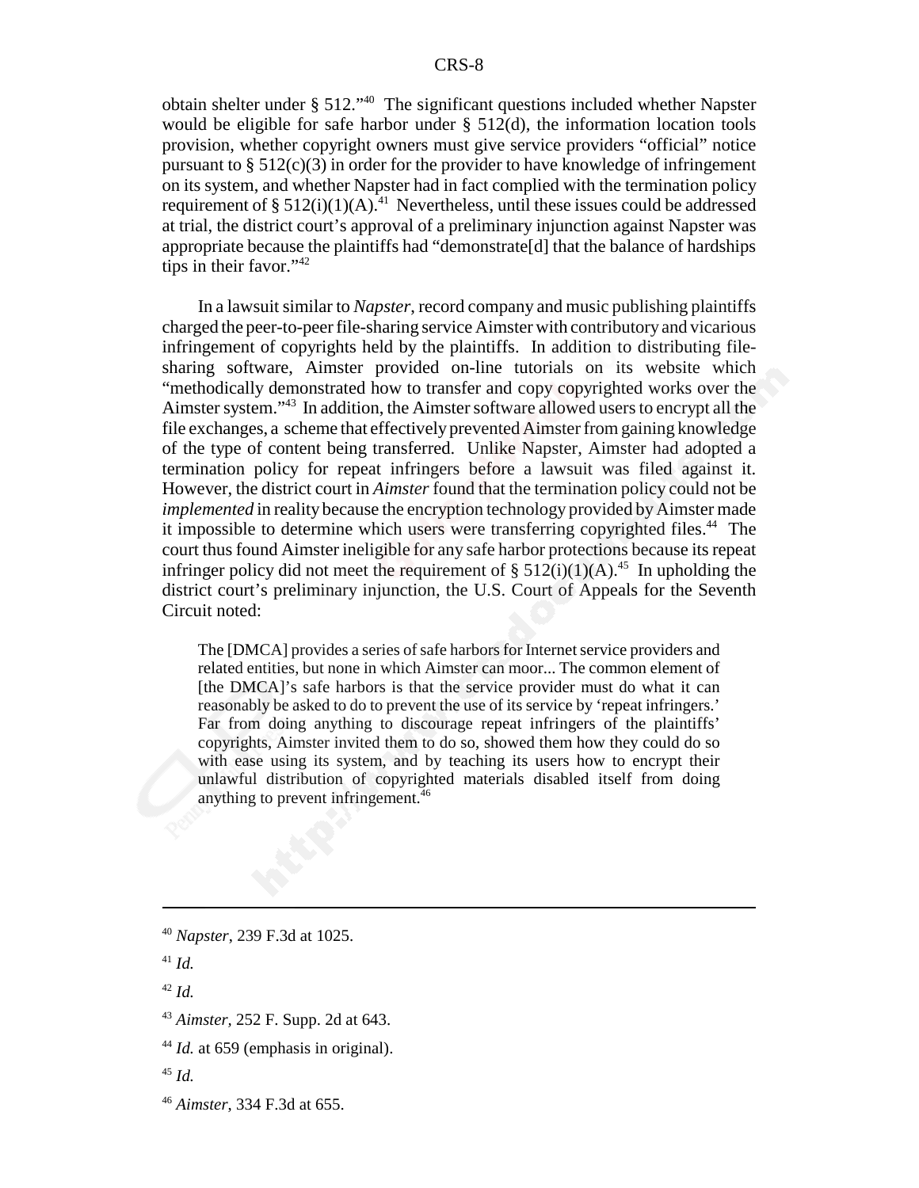obtain shelter under § 512."[40] The significant questions included whether Napster would be eligible for safe harbor under § 512(d), the information location tools provision, whether copyright owners must give service providers "official" notice pursuant to § 512(c)(3) in order for the provider to have knowledge of infringement on its system, and whether Napster had in fact complied with the termination policy requirement of § 512(i)(1)(A).[41] Nevertheless, until these issues could be addressed at trial, the district court's approval of a preliminary injunction against Napster was appropriate because the plaintiffs had "demonstrate[d] that the balance of hardships tips in their favor."[42]

In a lawsuit similar to *Napster*, record company and music publishing plaintiffs charged the peer-to-peer file-sharing service Aimster with contributory and vicarious infringement of copyrights held by the plaintiffs. In addition to distributing file-sharing software, Aimster provided on-line tutorials on its website which "methodically demonstrated how to transfer and copy copyrighted works over the Aimster system."[43] In addition, the Aimster software allowed users to encrypt all the file exchanges, a scheme that effectively prevented Aimster from gaining knowledge of the type of content being transferred. Unlike Napster, Aimster had adopted a termination policy for repeat infringers before a lawsuit was filed against it. However, the district court in *Aimster* found that the termination policy could not be *implemented* in reality because the encryption technology provided by Aimster made it impossible to determine which users were transferring copyrighted files.[44] The court thus found Aimster ineligible for any safe harbor protections because its repeat infringer policy did not meet the requirement of § 512(i)(1)(A).[45] In upholding the district court's preliminary injunction, the U.S. Court of Appeals for the Seventh Circuit noted:

> The [DMCA] provides a series of safe harbors for Internet service providers and related entities, but none in which Aimster can moor... The common element of [the DMCA]'s safe harbors is that the service provider must do what it can reasonably be asked to do to prevent the use of its service by 'repeat infringers.' Far from doing anything to discourage repeat infringers of the plaintiffs' copyrights, Aimster invited them to do so, showed them how they could do so with ease using its system, and by teaching its users how to encrypt their unlawful distribution of copyrighted materials disabled itself from doing anything to prevent infringement.[46]

---

[40] *Napster*, 239 F.3d at 1025.

[41] *Id.*

[42] *Id.*

[43] *Aimster*, 252 F. Supp. 2d at 643.

[44] *Id.* at 659 (emphasis in original).

[45] *Id.*

[46] *Aimster*, 334 F.3d at 655.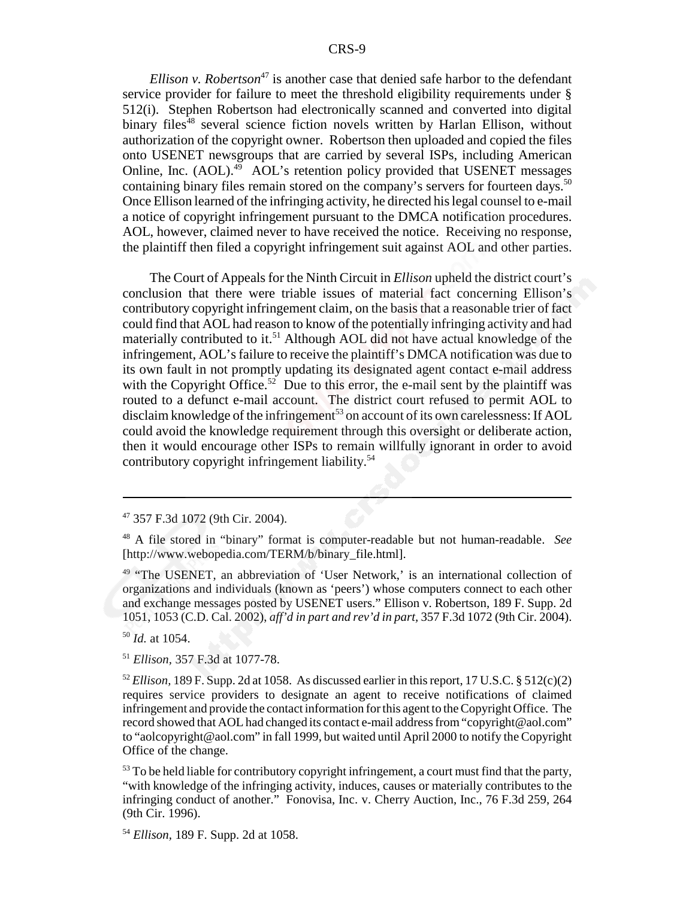*Ellison v. Robertson*[47] is another case that denied safe harbor to the defendant service provider for failure to meet the threshold eligibility requirements under § 512(i). Stephen Robertson had electronically scanned and converted into digital binary files[48] several science fiction novels written by Harlan Ellison, without authorization of the copyright owner. Robertson then uploaded and copied the files onto USENET newsgroups that are carried by several ISPs, including American Online, Inc. (AOL).[49] AOL's retention policy provided that USENET messages containing binary files remain stored on the company's servers for fourteen days.[50] Once Ellison learned of the infringing activity, he directed his legal counsel to e-mail a notice of copyright infringement pursuant to the DMCA notification procedures. AOL, however, claimed never to have received the notice. Receiving no response, the plaintiff then filed a copyright infringement suit against AOL and other parties.

The Court of Appeals for the Ninth Circuit in *Ellison* upheld the district court's conclusion that there were triable issues of material fact concerning Ellison's contributory copyright infringement claim, on the basis that a reasonable trier of fact could find that AOL had reason to know of the potentially infringing activity and had materially contributed to it.[51] Although AOL did not have actual knowledge of the infringement, AOL's failure to receive the plaintiff's DMCA notification was due to its own fault in not promptly updating its designated agent contact e-mail address with the Copyright Office.[52] Due to this error, the e-mail sent by the plaintiff was routed to a defunct e-mail account. The district court refused to permit AOL to disclaim knowledge of the infringement[53] on account of its own carelessness: If AOL could avoid the knowledge requirement through this oversight or deliberate action, then it would encourage other ISPs to remain willfully ignorant in order to avoid contributory copyright infringement liability.[54]

---

[47] 357 F.3d 1072 (9th Cir. 2004).

[48] A file stored in "binary" format is computer-readable but not human-readable. *See* [http://www.webopedia.com/TERM/b/binary_file.html].

[49] "The USENET, an abbreviation of 'User Network,' is an international collection of organizations and individuals (known as 'peers') whose computers connect to each other and exchange messages posted by USENET users." Ellison v. Robertson, 189 F. Supp. 2d 1051, 1053 (C.D. Cal. 2002), *aff'd in part and rev'd in part*, 357 F.3d 1072 (9th Cir. 2004).

[50] *Id.* at 1054.

[51] *Ellison*, 357 F.3d at 1077-78.

[52] *Ellison*, 189 F. Supp. 2d at 1058. As discussed earlier in this report, 17 U.S.C. § 512(c)(2) requires service providers to designate an agent to receive notifications of claimed infringement and provide the contact information for this agent to the Copyright Office. The record showed that AOL had changed its contact e-mail address from "copyright@aol.com" to "aolcopyright@aol.com" in fall 1999, but waited until April 2000 to notify the Copyright Office of the change.

[53] To be held liable for contributory copyright infringement, a court must find that the party, "with knowledge of the infringing activity, induces, causes or materially contributes to the infringing conduct of another." Fonovisa, Inc. v. Cherry Auction, Inc., 76 F.3d 259, 264 (9th Cir. 1996).

[54] *Ellison*, 189 F. Supp. 2d at 1058.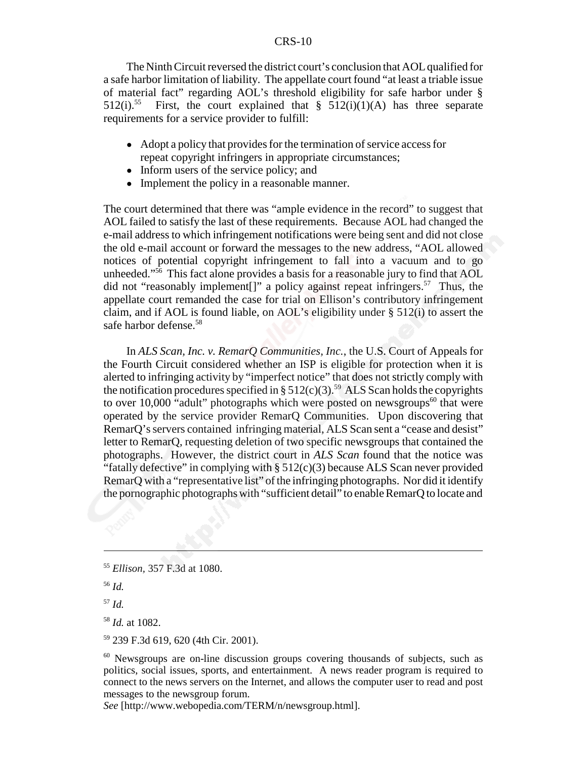The Ninth Circuit reversed the district court's conclusion that AOL qualified for a safe harbor limitation of liability. The appellate court found "at least a triable issue of material fact" regarding AOL's threshold eligibility for safe harbor under § 512(i).[55] First, the court explained that § 512(i)(1)(A) has three separate requirements for a service provider to fulfill:

- Adopt a policy that provides for the termination of service access for repeat copyright infringers in appropriate circumstances;
- Inform users of the service policy; and
- Implement the policy in a reasonable manner.

The court determined that there was "ample evidence in the record" to suggest that AOL failed to satisfy the last of these requirements. Because AOL had changed the e-mail address to which infringement notifications were being sent and did not close the old e-mail account or forward the messages to the new address, "AOL allowed notices of potential copyright infringement to fall into a vacuum and to go unheeded."[56] This fact alone provides a basis for a reasonable jury to find that AOL did not "reasonably implement[]" a policy against repeat infringers.[57] Thus, the appellate court remanded the case for trial on Ellison's contributory infringement claim, and if AOL is found liable, on AOL's eligibility under § 512(i) to assert the safe harbor defense.[58]

In *ALS Scan, Inc. v. RemarQ Communities, Inc.*, the U.S. Court of Appeals for the Fourth Circuit considered whether an ISP is eligible for protection when it is alerted to infringing activity by "imperfect notice" that does not strictly comply with the notification procedures specified in § 512(c)(3).[59] ALS Scan holds the copyrights to over 10,000 "adult" photographs which were posted on newsgroups[60] that were operated by the service provider RemarQ Communities. Upon discovering that RemarQ's servers contained infringing material, ALS Scan sent a "cease and desist" letter to RemarQ, requesting deletion of two specific newsgroups that contained the photographs. However, the district court in *ALS Scan* found that the notice was "fatally defective" in complying with § 512(c)(3) because ALS Scan never provided RemarQ with a "representative list" of the infringing photographs. Nor did it identify the pornographic photographs with "sufficient detail" to enable RemarQ to locate and

---

[55] *Ellison*, 357 F.3d at 1080.

[56] *Id.*

[57] *Id.*

[58] *Id.* at 1082.

[59] 239 F.3d 619, 620 (4th Cir. 2001).

[60] Newsgroups are on-line discussion groups covering thousands of subjects, such as politics, social issues, sports, and entertainment. A news reader program is required to connect to the news servers on the Internet, and allows the computer user to read and post messages to the newsgroup forum.
*See* [http://www.webopedia.com/TERM/n/newsgroup.html].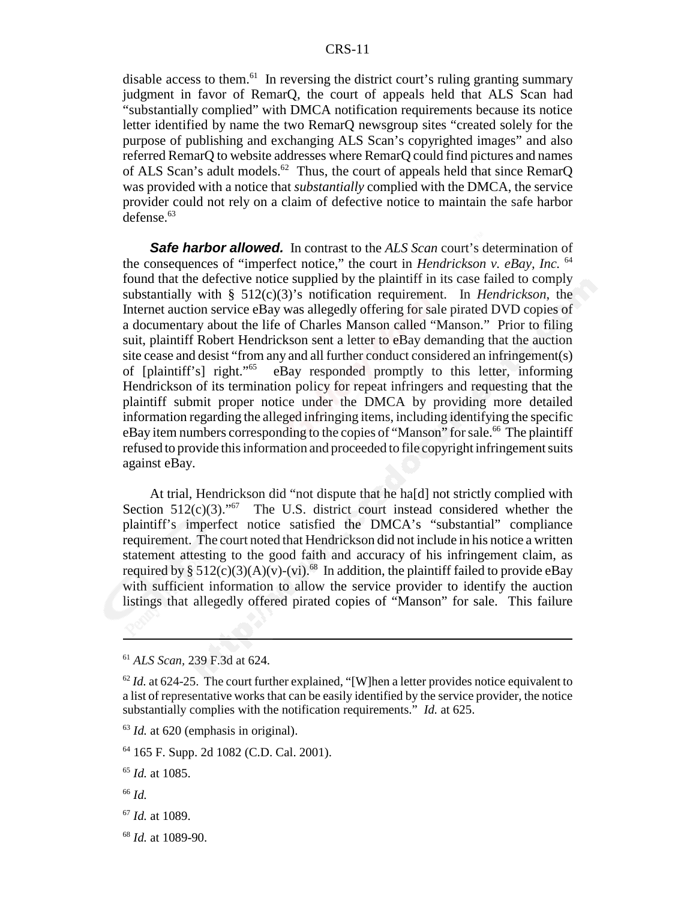disable access to them.[61] In reversing the district court's ruling granting summary judgment in favor of RemarQ, the court of appeals held that ALS Scan had "substantially complied" with DMCA notification requirements because its notice letter identified by name the two RemarQ newsgroup sites "created solely for the purpose of publishing and exchanging ALS Scan's copyrighted images" and also referred RemarQ to website addresses where RemarQ could find pictures and names of ALS Scan's adult models.[62] Thus, the court of appeals held that since RemarQ was provided with a notice that *substantially* complied with the DMCA, the service provider could not rely on a claim of defective notice to maintain the safe harbor defense.[63]

***Safe harbor allowed.*** In contrast to the *ALS Scan* court's determination of the consequences of "imperfect notice," the court in *Hendrickson v. eBay, Inc.* [64] found that the defective notice supplied by the plaintiff in its case failed to comply substantially with § 512(c)(3)'s notification requirement. In *Hendrickson*, the Internet auction service eBay was allegedly offering for sale pirated DVD copies of a documentary about the life of Charles Manson called "Manson." Prior to filing suit, plaintiff Robert Hendrickson sent a letter to eBay demanding that the auction site cease and desist "from any and all further conduct considered an infringement(s) of [plaintiff's] right."[65] eBay responded promptly to this letter, informing Hendrickson of its termination policy for repeat infringers and requesting that the plaintiff submit proper notice under the DMCA by providing more detailed information regarding the alleged infringing items, including identifying the specific eBay item numbers corresponding to the copies of "Manson" for sale.[66] The plaintiff refused to provide this information and proceeded to file copyright infringement suits against eBay.

At trial, Hendrickson did "not dispute that he ha[d] not strictly complied with Section 512(c)(3)."[67] The U.S. district court instead considered whether the plaintiff's imperfect notice satisfied the DMCA's "substantial" compliance requirement. The court noted that Hendrickson did not include in his notice a written statement attesting to the good faith and accuracy of his infringement claim, as required by § 512(c)(3)(A)(v)-(vi).[68] In addition, the plaintiff failed to provide eBay with sufficient information to allow the service provider to identify the auction listings that allegedly offered pirated copies of "Manson" for sale. This failure

---

[61] *ALS Scan*, 239 F.3d at 624.

[62] *Id.* at 624-25. The court further explained, "[W]hen a letter provides notice equivalent to a list of representative works that can be easily identified by the service provider, the notice substantially complies with the notification requirements." *Id.* at 625.

[63] *Id.* at 620 (emphasis in original).

[64] 165 F. Supp. 2d 1082 (C.D. Cal. 2001).

[65] *Id.* at 1085.

[66] *Id.*

[67] *Id.* at 1089.

[68] *Id.* at 1089-90.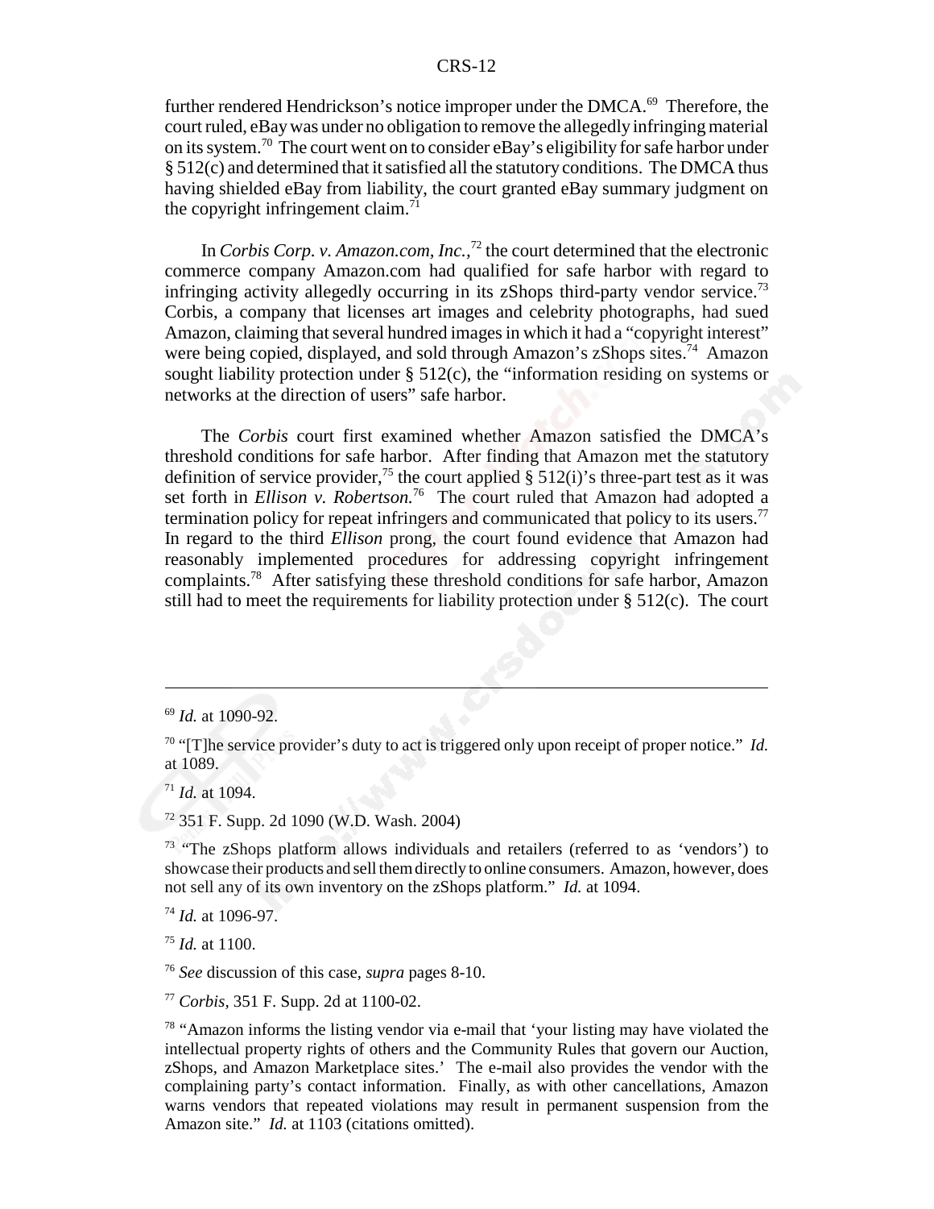further rendered Hendrickson's notice improper under the DMCA.[69] Therefore, the court ruled, eBay was under no obligation to remove the allegedly infringing material on its system.[70] The court went on to consider eBay's eligibility for safe harbor under § 512(c) and determined that it satisfied all the statutory conditions. The DMCA thus having shielded eBay from liability, the court granted eBay summary judgment on the copyright infringement claim.[71]

In *Corbis Corp. v. Amazon.com, Inc.*,[72] the court determined that the electronic commerce company Amazon.com had qualified for safe harbor with regard to infringing activity allegedly occurring in its zShops third-party vendor service.[73] Corbis, a company that licenses art images and celebrity photographs, had sued Amazon, claiming that several hundred images in which it had a "copyright interest" were being copied, displayed, and sold through Amazon's zShops sites.[74] Amazon sought liability protection under § 512(c), the "information residing on systems or networks at the direction of users" safe harbor.

The *Corbis* court first examined whether Amazon satisfied the DMCA's threshold conditions for safe harbor. After finding that Amazon met the statutory definition of service provider,[75] the court applied § 512(i)'s three-part test as it was set forth in *Ellison v. Robertson.*[76] The court ruled that Amazon had adopted a termination policy for repeat infringers and communicated that policy to its users.[77] In regard to the third *Ellison* prong, the court found evidence that Amazon had reasonably implemented procedures for addressing copyright infringement complaints.[78] After satisfying these threshold conditions for safe harbor, Amazon still had to meet the requirements for liability protection under § 512(c). The court

---

[69] *Id.* at 1090-92.

[70] "[T]he service provider's duty to act is triggered only upon receipt of proper notice." *Id.* at 1089.

[71] *Id.* at 1094.

[72] 351 F. Supp. 2d 1090 (W.D. Wash. 2004)

[73] "The zShops platform allows individuals and retailers (referred to as 'vendors') to showcase their products and sell them directly to online consumers. Amazon, however, does not sell any of its own inventory on the zShops platform." *Id.* at 1094.

[74] *Id.* at 1096-97.

[75] *Id.* at 1100.

[76] *See* discussion of this case, *supra* pages 8-10.

[77] *Corbis*, 351 F. Supp. 2d at 1100-02.

[78] "Amazon informs the listing vendor via e-mail that 'your listing may have violated the intellectual property rights of others and the Community Rules that govern our Auction, zShops, and Amazon Marketplace sites.' The e-mail also provides the vendor with the complaining party's contact information. Finally, as with other cancellations, Amazon warns vendors that repeated violations may result in permanent suspension from the Amazon site." *Id.* at 1103 (citations omitted).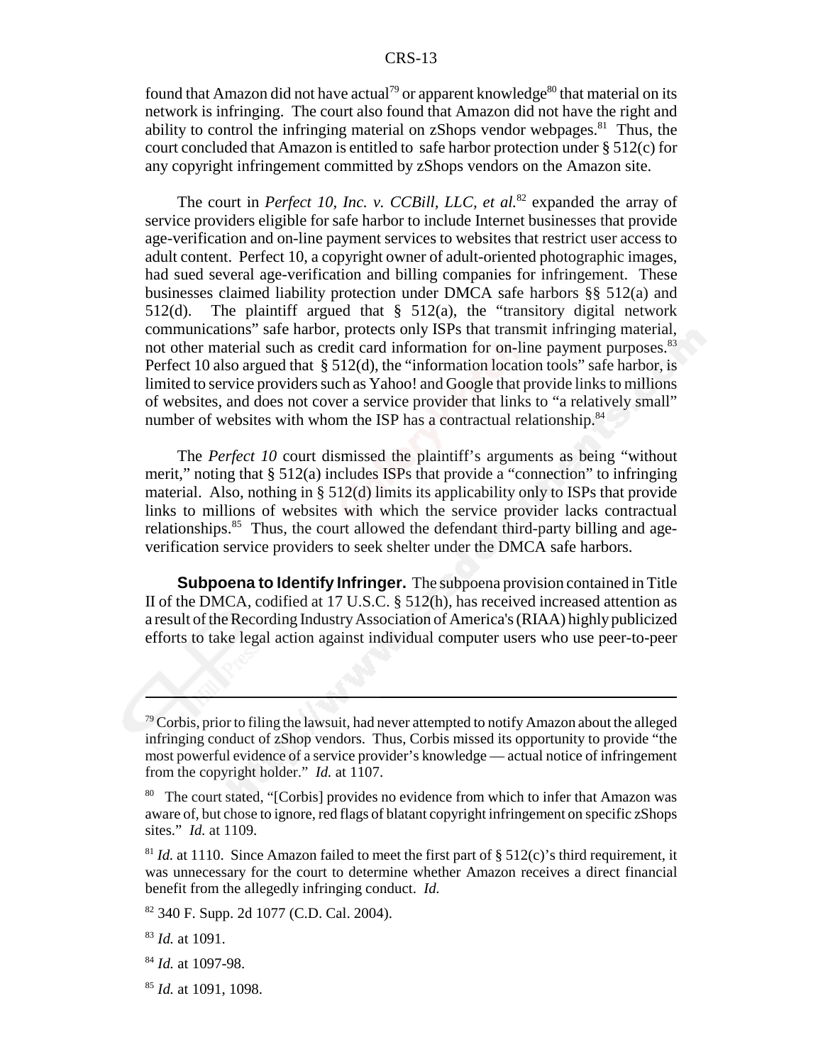found that Amazon did not have actual[79] or apparent knowledge[80] that material on its network is infringing. The court also found that Amazon did not have the right and ability to control the infringing material on zShops vendor webpages.[81] Thus, the court concluded that Amazon is entitled to safe harbor protection under § 512(c) for any copyright infringement committed by zShops vendors on the Amazon site.

The court in *Perfect 10, Inc. v. CCBill, LLC, et al.*[82] expanded the array of service providers eligible for safe harbor to include Internet businesses that provide age-verification and on-line payment services to websites that restrict user access to adult content. Perfect 10, a copyright owner of adult-oriented photographic images, had sued several age-verification and billing companies for infringement. These businesses claimed liability protection under DMCA safe harbors §§ 512(a) and 512(d). The plaintiff argued that § 512(a), the "transitory digital network communications" safe harbor, protects only ISPs that transmit infringing material, not other material such as credit card information for on-line payment purposes.[83] Perfect 10 also argued that § 512(d), the "information location tools" safe harbor, is limited to service providers such as Yahoo! and Google that provide links to millions of websites, and does not cover a service provider that links to "a relatively small" number of websites with whom the ISP has a contractual relationship.[84]

The *Perfect 10* court dismissed the plaintiff's arguments as being "without merit," noting that § 512(a) includes ISPs that provide a "connection" to infringing material. Also, nothing in § 512(d) limits its applicability only to ISPs that provide links to millions of websites with which the service provider lacks contractual relationships.[85] Thus, the court allowed the defendant third-party billing and age-verification service providers to seek shelter under the DMCA safe harbors.

**Subpoena to Identify Infringer.** The subpoena provision contained in Title II of the DMCA, codified at 17 U.S.C. § 512(h), has received increased attention as a result of the Recording Industry Association of America's (RIAA) highly publicized efforts to take legal action against individual computer users who use peer-to-peer

---

[79] Corbis, prior to filing the lawsuit, had never attempted to notify Amazon about the alleged infringing conduct of zShop vendors. Thus, Corbis missed its opportunity to provide "the most powerful evidence of a service provider's knowledge — actual notice of infringement from the copyright holder." *Id.* at 1107.

[80] The court stated, "[Corbis] provides no evidence from which to infer that Amazon was aware of, but chose to ignore, red flags of blatant copyright infringement on specific zShops sites." *Id.* at 1109.

[81] *Id.* at 1110. Since Amazon failed to meet the first part of § 512(c)'s third requirement, it was unnecessary for the court to determine whether Amazon receives a direct financial benefit from the allegedly infringing conduct. *Id.*

[82] 340 F. Supp. 2d 1077 (C.D. Cal. 2004).

[83] *Id.* at 1091.

[84] *Id.* at 1097-98.

[85] *Id.* at 1091, 1098.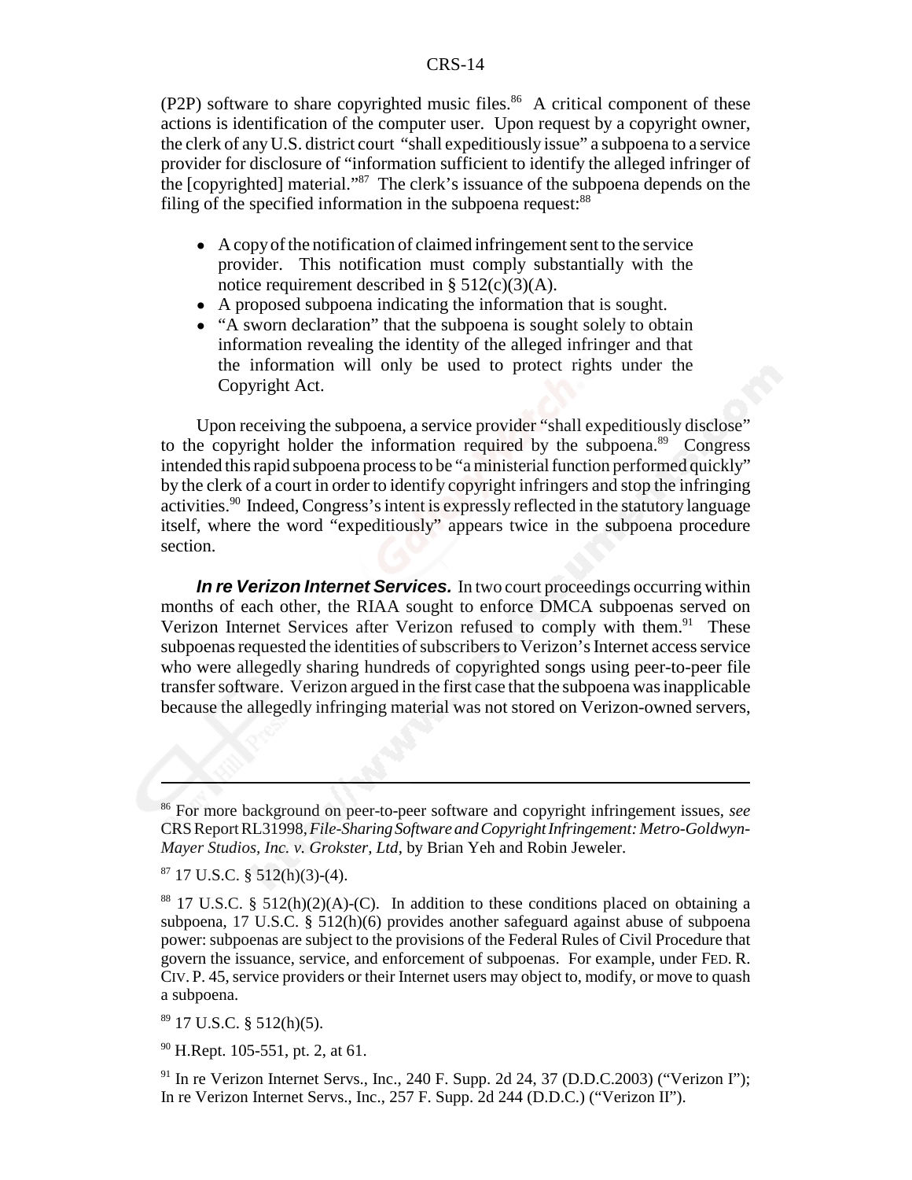(P2P) software to share copyrighted music files.[86] A critical component of these actions is identification of the computer user. Upon request by a copyright owner, the clerk of any U.S. district court "shall expeditiously issue" a subpoena to a service provider for disclosure of "information sufficient to identify the alleged infringer of the [copyrighted] material."[87] The clerk's issuance of the subpoena depends on the filing of the specified information in the subpoena request:[88]

- A copy of the notification of claimed infringement sent to the service provider. This notification must comply substantially with the notice requirement described in § 512(c)(3)(A).
- A proposed subpoena indicating the information that is sought.
- "A sworn declaration" that the subpoena is sought solely to obtain information revealing the identity of the alleged infringer and that the information will only be used to protect rights under the Copyright Act.

Upon receiving the subpoena, a service provider "shall expeditiously disclose" to the copyright holder the information required by the subpoena.[89] Congress intended this rapid subpoena process to be "a ministerial function performed quickly" by the clerk of a court in order to identify copyright infringers and stop the infringing activities.[90] Indeed, Congress's intent is expressly reflected in the statutory language itself, where the word "expeditiously" appears twice in the subpoena procedure section.

***In re Verizon Internet Services.*** In two court proceedings occurring within months of each other, the RIAA sought to enforce DMCA subpoenas served on Verizon Internet Services after Verizon refused to comply with them.[91] These subpoenas requested the identities of subscribers to Verizon's Internet access service who were allegedly sharing hundreds of copyrighted songs using peer-to-peer file transfer software. Verizon argued in the first case that the subpoena was inapplicable because the allegedly infringing material was not stored on Verizon-owned servers,

---

[86] For more background on peer-to-peer software and copyright infringement issues, *see* CRS Report RL31998, *File-Sharing Software and Copyright Infringement: Metro-Goldwyn-Mayer Studios, Inc. v. Grokster, Ltd*, by Brian Yeh and Robin Jeweler.

[87] 17 U.S.C. § 512(h)(3)-(4).

[88] 17 U.S.C. § 512(h)(2)(A)-(C). In addition to these conditions placed on obtaining a subpoena, 17 U.S.C. § 512(h)(6) provides another safeguard against abuse of subpoena power: subpoenas are subject to the provisions of the Federal Rules of Civil Procedure that govern the issuance, service, and enforcement of subpoenas. For example, under FED. R. CIV. P. 45, service providers or their Internet users may object to, modify, or move to quash a subpoena.

[89] 17 U.S.C. § 512(h)(5).

[90] H.Rept. 105-551, pt. 2, at 61.

[91] In re Verizon Internet Servs., Inc., 240 F. Supp. 2d 24, 37 (D.D.C.2003) ("Verizon I"); In re Verizon Internet Servs., Inc., 257 F. Supp. 2d 244 (D.D.C.) ("Verizon II").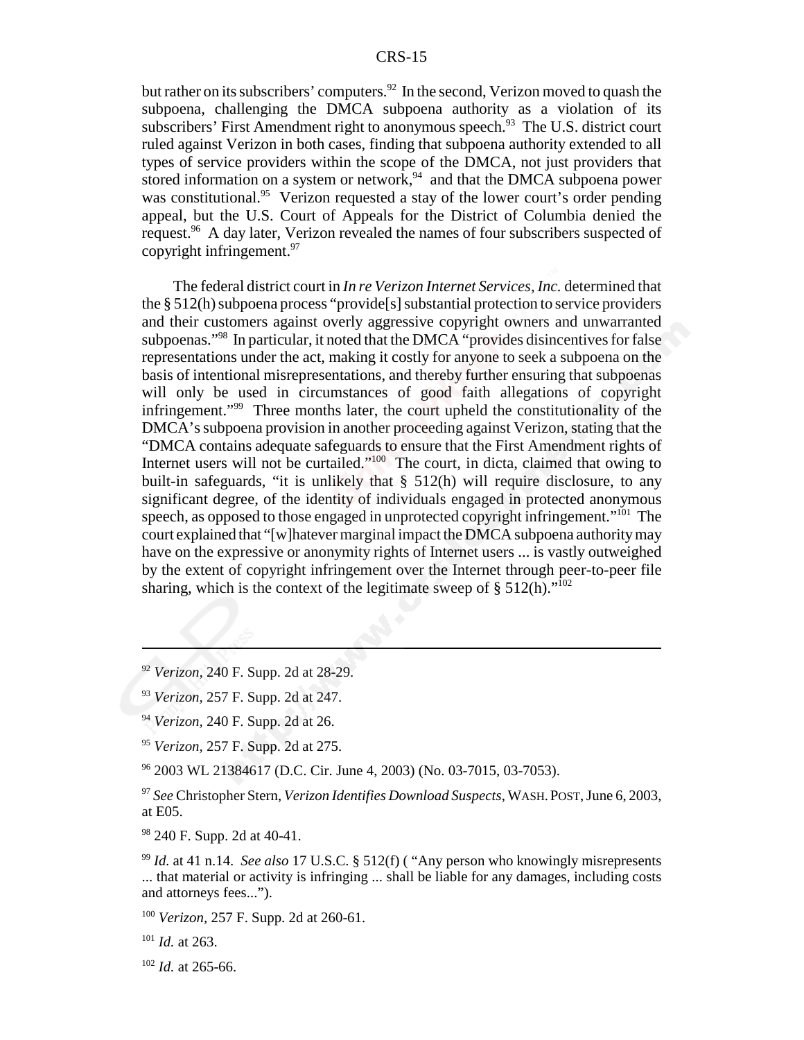but rather on its subscribers' computers.[92] In the second, Verizon moved to quash the subpoena, challenging the DMCA subpoena authority as a violation of its subscribers' First Amendment right to anonymous speech.[93] The U.S. district court ruled against Verizon in both cases, finding that subpoena authority extended to all types of service providers within the scope of the DMCA, not just providers that stored information on a system or network,[94] and that the DMCA subpoena power was constitutional.[95] Verizon requested a stay of the lower court's order pending appeal, but the U.S. Court of Appeals for the District of Columbia denied the request.[96] A day later, Verizon revealed the names of four subscribers suspected of copyright infringement.[97]

The federal district court in *In re Verizon Internet Services, Inc.* determined that the § 512(h) subpoena process "provide[s] substantial protection to service providers and their customers against overly aggressive copyright owners and unwarranted subpoenas."[98] In particular, it noted that the DMCA "provides disincentives for false representations under the act, making it costly for anyone to seek a subpoena on the basis of intentional misrepresentations, and thereby further ensuring that subpoenas will only be used in circumstances of good faith allegations of copyright infringement."[99] Three months later, the court upheld the constitutionality of the DMCA's subpoena provision in another proceeding against Verizon, stating that the "DMCA contains adequate safeguards to ensure that the First Amendment rights of Internet users will not be curtailed."[100] The court, in dicta, claimed that owing to built-in safeguards, "it is unlikely that § 512(h) will require disclosure, to any significant degree, of the identity of individuals engaged in protected anonymous speech, as opposed to those engaged in unprotected copyright infringement."[101] The court explained that "[w]hatever marginal impact the DMCA subpoena authority may have on the expressive or anonymity rights of Internet users ... is vastly outweighed by the extent of copyright infringement over the Internet through peer-to-peer file sharing, which is the context of the legitimate sweep of § 512(h)."[102]

---

[92] *Verizon*, 240 F. Supp. 2d at 28-29.

[93] *Verizon,* 257 F. Supp. 2d at 247.

[94] *Verizon*, 240 F. Supp. 2d at 26.

[95] *Verizon,* 257 F. Supp. 2d at 275.

[96] 2003 WL 21384617 (D.C. Cir. June 4, 2003) (No. 03-7015, 03-7053).

[97] *See* Christopher Stern, *Verizon Identifies Download Suspects*, WASH. POST, June 6, 2003, at E05.

[98] 240 F. Supp. 2d at 40-41.

[99] *Id.* at 41 n.14. *See also* 17 U.S.C. § 512(f) ( "Any person who knowingly misrepresents ... that material or activity is infringing ... shall be liable for any damages, including costs and attorneys fees...").

[100] *Verizon*, 257 F. Supp. 2d at 260-61.

[101] *Id.* at 263.

[102] *Id.* at 265-66.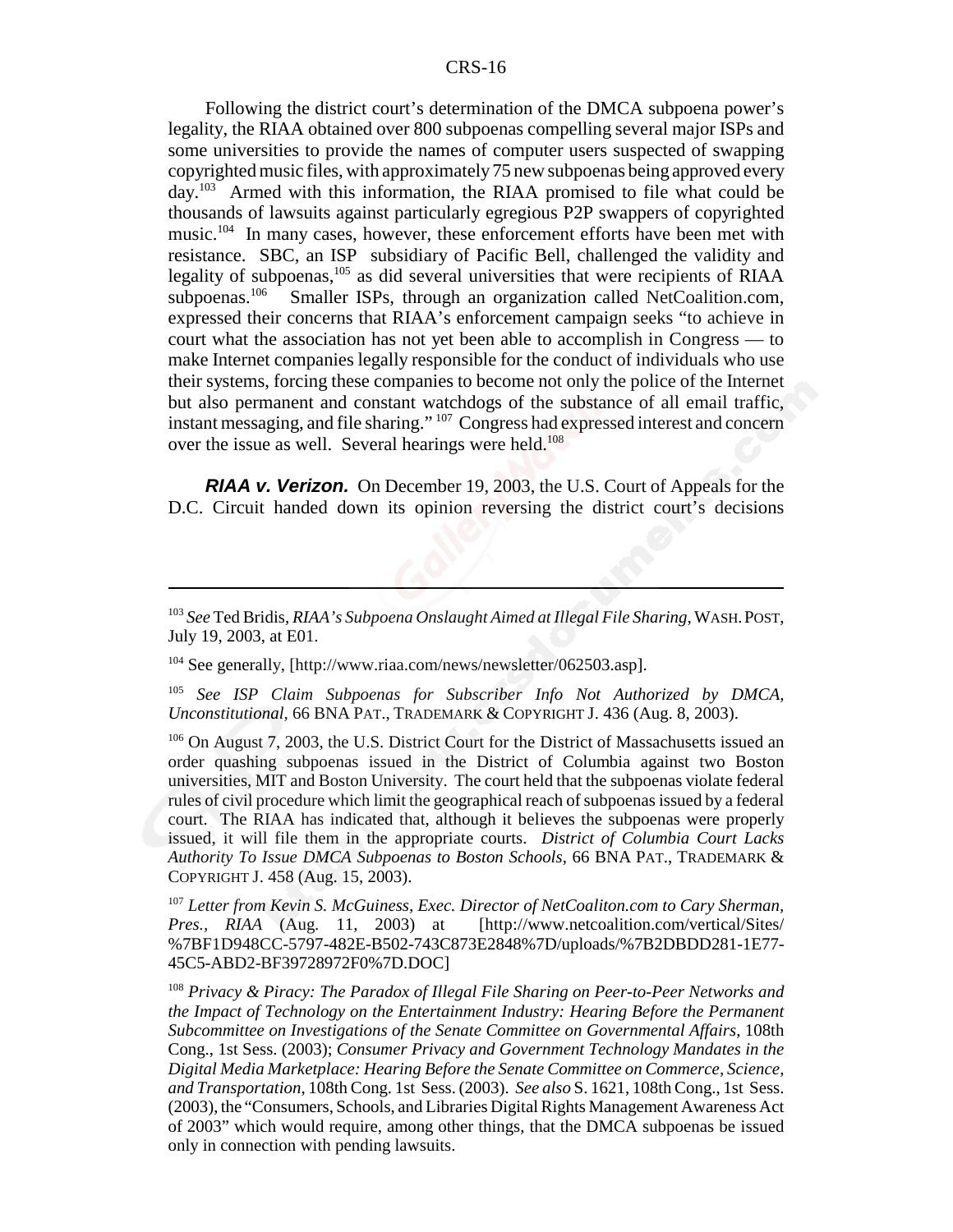Following the district court's determination of the DMCA subpoena power's legality, the RIAA obtained over 800 subpoenas compelling several major ISPs and some universities to provide the names of computer users suspected of swapping copyrighted music files, with approximately 75 new subpoenas being approved every day.[103] Armed with this information, the RIAA promised to file what could be thousands of lawsuits against particularly egregious P2P swappers of copyrighted music.[104] In many cases, however, these enforcement efforts have been met with resistance. SBC, an ISP subsidiary of Pacific Bell, challenged the validity and legality of subpoenas,[105] as did several universities that were recipients of RIAA subpoenas.[106] Smaller ISPs, through an organization called NetCoalition.com, expressed their concerns that RIAA's enforcement campaign seeks "to achieve in court what the association has not yet been able to accomplish in Congress — to make Internet companies legally responsible for the conduct of individuals who use their systems, forcing these companies to become not only the police of the Internet but also permanent and constant watchdogs of the substance of all email traffic, instant messaging, and file sharing." [107] Congress had expressed interest and concern over the issue as well. Several hearings were held.[108]

***RIAA v. Verizon.*** On December 19, 2003, the U.S. Court of Appeals for the D.C. Circuit handed down its opinion reversing the district court's decisions

---

[103] *See* Ted Bridis, *RIAA's Subpoena Onslaught Aimed at Illegal File Sharing*, WASH. POST, July 19, 2003, at E01.

[104] See generally, [http://www.riaa.com/news/newsletter/062503.asp].

[105] *See ISP Claim Subpoenas for Subscriber Info Not Authorized by DMCA, Unconstitutional,* 66 BNA PAT., TRADEMARK & COPYRIGHT J. 436 (Aug. 8, 2003).

[106] On August 7, 2003, the U.S. District Court for the District of Massachusetts issued an order quashing subpoenas issued in the District of Columbia against two Boston universities, MIT and Boston University. The court held that the subpoenas violate federal rules of civil procedure which limit the geographical reach of subpoenas issued by a federal court. The RIAA has indicated that, although it believes the subpoenas were properly issued, it will file them in the appropriate courts. *District of Columbia Court Lacks Authority To Issue DMCA Subpoenas to Boston Schools*, 66 BNA PAT., TRADEMARK & COPYRIGHT J. 458 (Aug. 15, 2003).

[107] *Letter from Kevin S. McGuiness, Exec. Director of NetCoaliton.com to Cary Sherman, Pres., RIAA* (Aug. 11, 2003) at [http://www.netcoalition.com/vertical/Sites/%7BF1D948CC-5797-482E-B502-743C873E2848%7D/uploads/%7B2DBDD281-1E77-45C5-ABD2-BF39728972F0%7D.DOC]

[108] *Privacy & Piracy: The Paradox of Illegal File Sharing on Peer-to-Peer Networks and the Impact of Technology on the Entertainment Industry: Hearing Before the Permanent Subcommittee on Investigations of the Senate Committee on Governmental Affairs*, 108th Cong., 1st Sess. (2003); *Consumer Privacy and Government Technology Mandates in the Digital Media Marketplace: Hearing Before the Senate Committee on Commerce, Science, and Transportation,* 108th Cong. 1st Sess. (2003). *See also* S. 1621, 108th Cong., 1st Sess. (2003), the "Consumers, Schools, and Libraries Digital Rights Management Awareness Act of 2003" which would require, among other things, that the DMCA subpoenas be issued only in connection with pending lawsuits.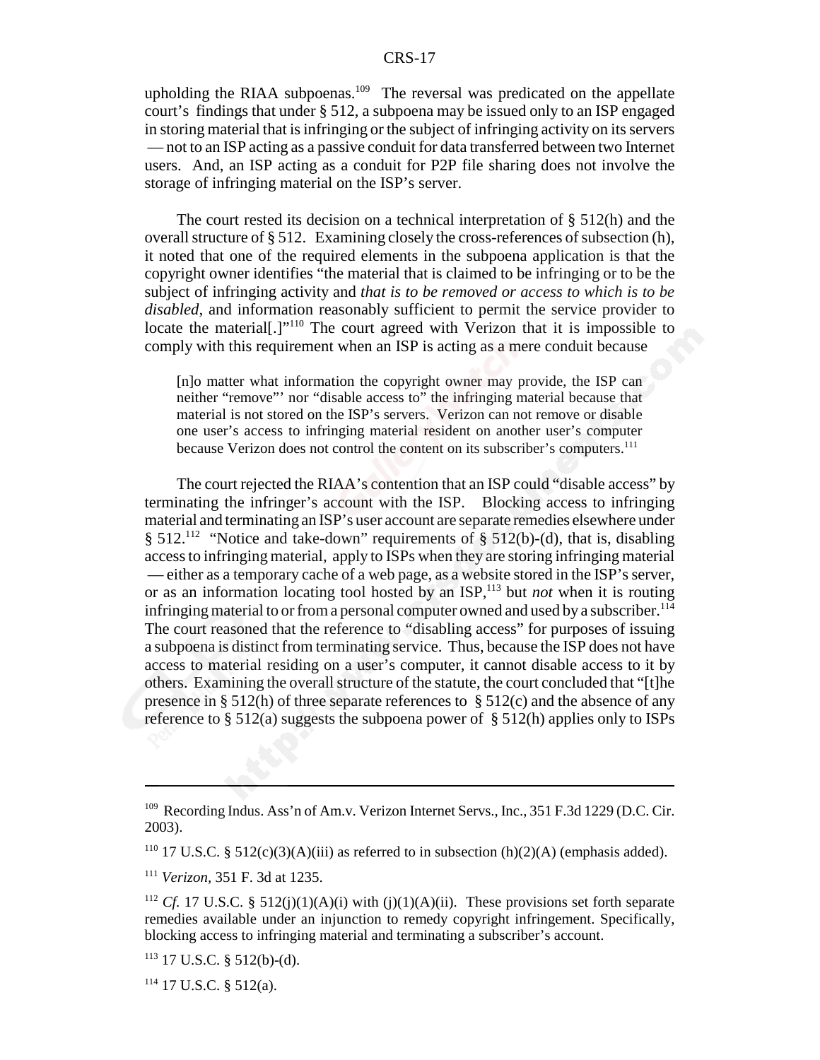upholding the RIAA subpoenas.[109] The reversal was predicated on the appellate court's findings that under § 512, a subpoena may be issued only to an ISP engaged in storing material that is infringing or the subject of infringing activity on its servers — not to an ISP acting as a passive conduit for data transferred between two Internet users. And, an ISP acting as a conduit for P2P file sharing does not involve the storage of infringing material on the ISP's server.

The court rested its decision on a technical interpretation of § 512(h) and the overall structure of § 512. Examining closely the cross-references of subsection (h), it noted that one of the required elements in the subpoena application is that the copyright owner identifies "the material that is claimed to be infringing or to be the subject of infringing activity and *that is to be removed or access to which is to be disabled*, and information reasonably sufficient to permit the service provider to locate the material[.]"[110] The court agreed with Verizon that it is impossible to comply with this requirement when an ISP is acting as a mere conduit because

> [n]o matter what information the copyright owner may provide, the ISP can neither "remove"' nor "disable access to" the infringing material because that material is not stored on the ISP's servers. Verizon can not remove or disable one user's access to infringing material resident on another user's computer because Verizon does not control the content on its subscriber's computers.[111]

The court rejected the RIAA's contention that an ISP could "disable access" by terminating the infringer's account with the ISP. Blocking access to infringing material and terminating an ISP's user account are separate remedies elsewhere under § 512.[112] "Notice and take-down" requirements of § 512(b)-(d), that is, disabling access to infringing material, apply to ISPs when they are storing infringing material — either as a temporary cache of a web page, as a website stored in the ISP's server, or as an information locating tool hosted by an ISP,[113] but *not* when it is routing infringing material to or from a personal computer owned and used by a subscriber.[114] The court reasoned that the reference to "disabling access" for purposes of issuing a subpoena is distinct from terminating service. Thus, because the ISP does not have access to material residing on a user's computer, it cannot disable access to it by others. Examining the overall structure of the statute, the court concluded that "[t]he presence in § 512(h) of three separate references to § 512(c) and the absence of any reference to § 512(a) suggests the subpoena power of § 512(h) applies only to ISPs

---

[109] Recording Indus. Ass'n of Am.v. Verizon Internet Servs., Inc., 351 F.3d 1229 (D.C. Cir. 2003).

[110] 17 U.S.C. § 512(c)(3)(A)(iii) as referred to in subsection (h)(2)(A) (emphasis added).

[111] *Verizon*, 351 F. 3d at 1235.

[112] *Cf.* 17 U.S.C. § 512(j)(1)(A)(i) with (j)(1)(A)(ii). These provisions set forth separate remedies available under an injunction to remedy copyright infringement. Specifically, blocking access to infringing material and terminating a subscriber's account.

[113] 17 U.S.C. § 512(b)-(d).

[114] 17 U.S.C. § 512(a).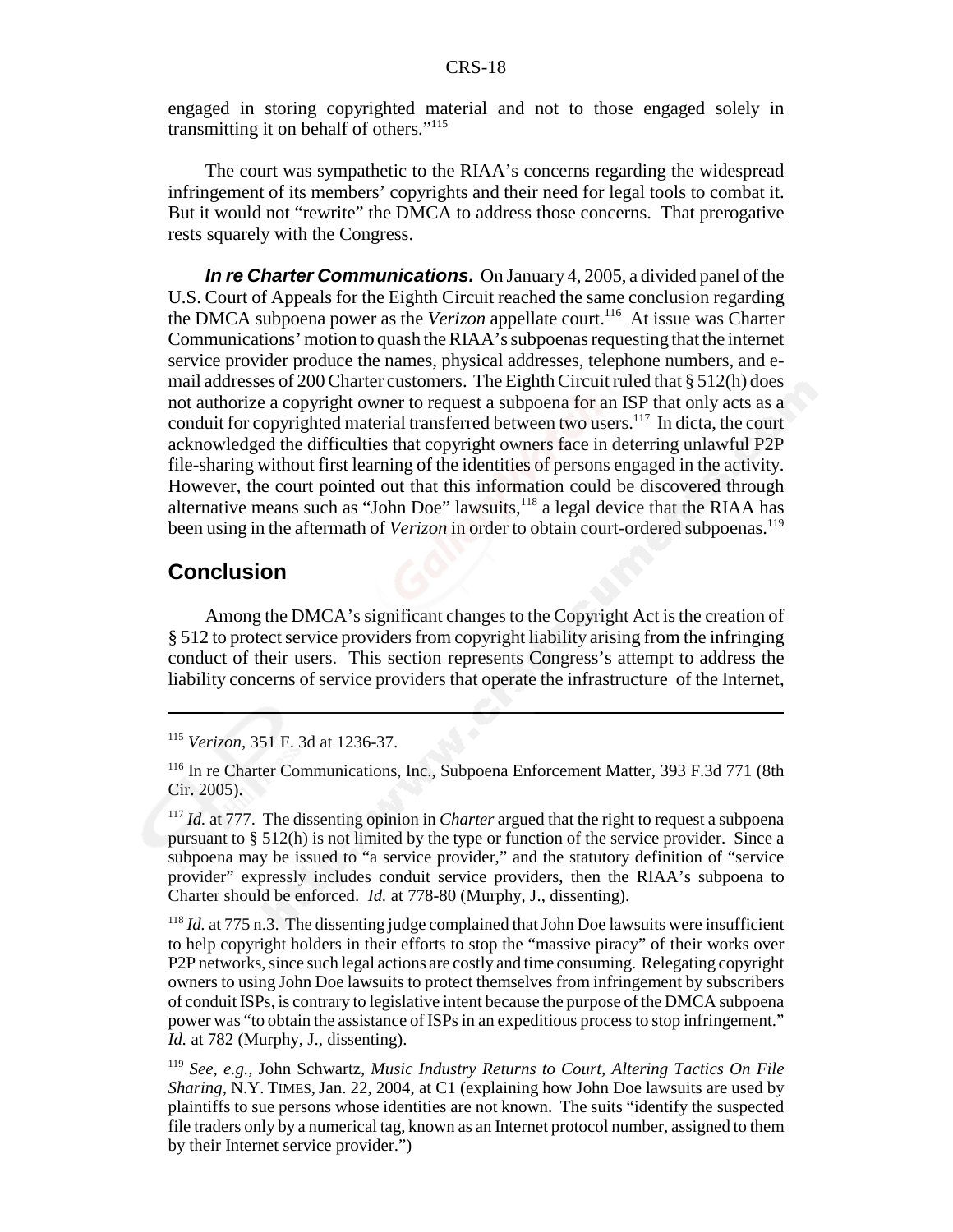engaged in storing copyrighted material and not to those engaged solely in transmitting it on behalf of others."[115]

The court was sympathetic to the RIAA's concerns regarding the widespread infringement of its members' copyrights and their need for legal tools to combat it. But it would not "rewrite" the DMCA to address those concerns. That prerogative rests squarely with the Congress.

***In re Charter Communications.*** On January 4, 2005, a divided panel of the U.S. Court of Appeals for the Eighth Circuit reached the same conclusion regarding the DMCA subpoena power as the *Verizon* appellate court.[116] At issue was Charter Communications' motion to quash the RIAA's subpoenas requesting that the internet service provider produce the names, physical addresses, telephone numbers, and e-mail addresses of 200 Charter customers. The Eighth Circuit ruled that § 512(h) does not authorize a copyright owner to request a subpoena for an ISP that only acts as a conduit for copyrighted material transferred between two users.[117] In dicta, the court acknowledged the difficulties that copyright owners face in deterring unlawful P2P file-sharing without first learning of the identities of persons engaged in the activity. However, the court pointed out that this information could be discovered through alternative means such as "John Doe" lawsuits,[118] a legal device that the RIAA has been using in the aftermath of *Verizon* in order to obtain court-ordered subpoenas.[119]

## Conclusion

Among the DMCA's significant changes to the Copyright Act is the creation of § 512 to protect service providers from copyright liability arising from the infringing conduct of their users. This section represents Congress's attempt to address the liability concerns of service providers that operate the infrastructure of the Internet,

---

[115] *Verizon*, 351 F. 3d at 1236-37.

[116] In re Charter Communications, Inc., Subpoena Enforcement Matter, 393 F.3d 771 (8th Cir. 2005).

[117] *Id.* at 777. The dissenting opinion in *Charter* argued that the right to request a subpoena pursuant to § 512(h) is not limited by the type or function of the service provider. Since a subpoena may be issued to "a service provider," and the statutory definition of "service provider" expressly includes conduit service providers, then the RIAA's subpoena to Charter should be enforced. *Id.* at 778-80 (Murphy, J., dissenting).

[118] *Id.* at 775 n.3. The dissenting judge complained that John Doe lawsuits were insufficient to help copyright holders in their efforts to stop the "massive piracy" of their works over P2P networks, since such legal actions are costly and time consuming. Relegating copyright owners to using John Doe lawsuits to protect themselves from infringement by subscribers of conduit ISPs, is contrary to legislative intent because the purpose of the DMCA subpoena power was "to obtain the assistance of ISPs in an expeditious process to stop infringement." *Id.* at 782 (Murphy, J., dissenting).

[119] *See, e.g.,* John Schwartz, *Music Industry Returns to Court, Altering Tactics On File Sharing*, N.Y. TIMES, Jan. 22, 2004, at C1 (explaining how John Doe lawsuits are used by plaintiffs to sue persons whose identities are not known. The suits "identify the suspected file traders only by a numerical tag, known as an Internet protocol number, assigned to them by their Internet service provider.")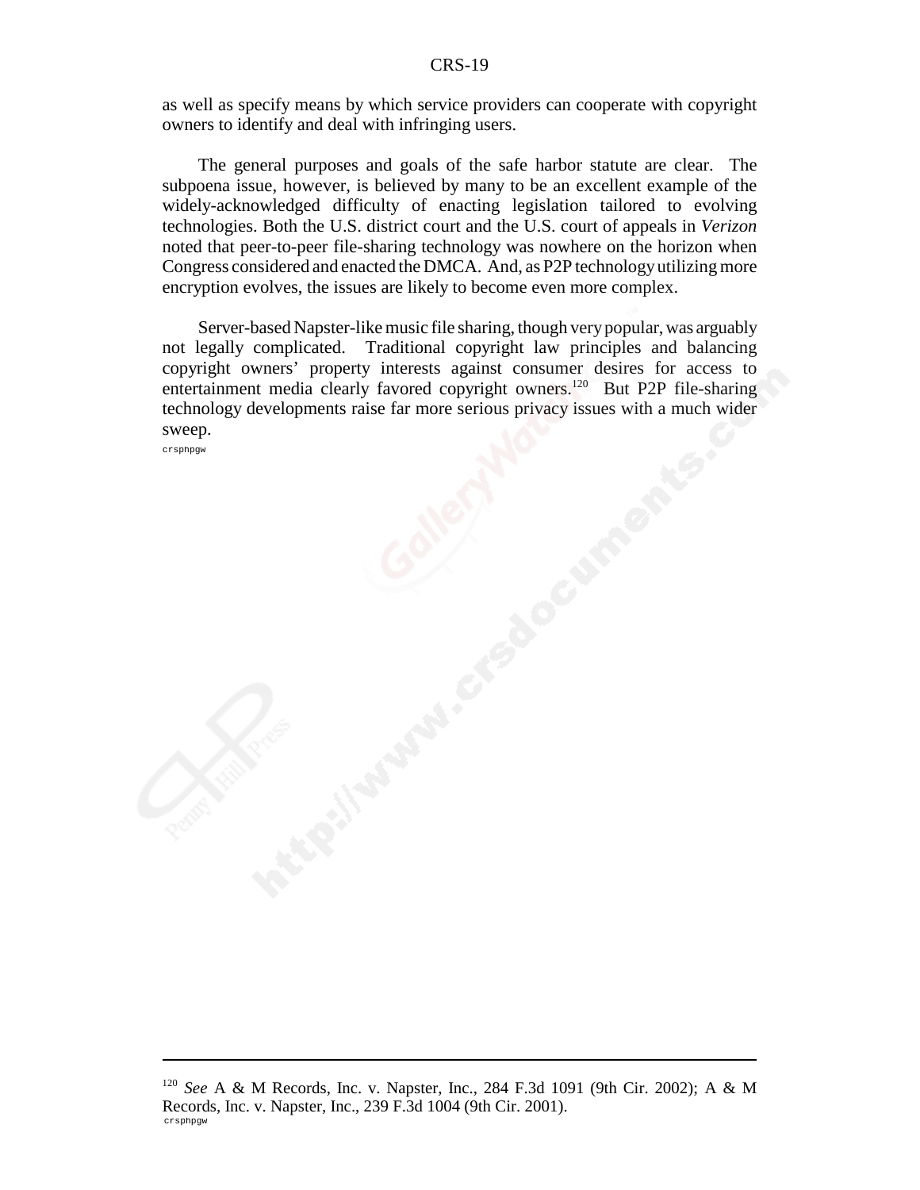as well as specify means by which service providers can cooperate with copyright owners to identify and deal with infringing users.

The general purposes and goals of the safe harbor statute are clear. The subpoena issue, however, is believed by many to be an excellent example of the widely-acknowledged difficulty of enacting legislation tailored to evolving technologies. Both the U.S. district court and the U.S. court of appeals in *Verizon* noted that peer-to-peer file-sharing technology was nowhere on the horizon when Congress considered and enacted the DMCA. And, as P2P technology utilizing more encryption evolves, the issues are likely to become even more complex.

Server-based Napster-like music file sharing, though very popular, was arguably not legally complicated. Traditional copyright law principles and balancing copyright owners' property interests against consumer desires for access to entertainment media clearly favored copyright owners.[120] But P2P file-sharing technology developments raise far more serious privacy issues with a much wider sweep.

[120] *See* A & M Records, Inc. v. Napster, Inc., 284 F.3d 1091 (9th Cir. 2002); A & M Records, Inc. v. Napster, Inc., 239 F.3d 1004 (9th Cir. 2001).